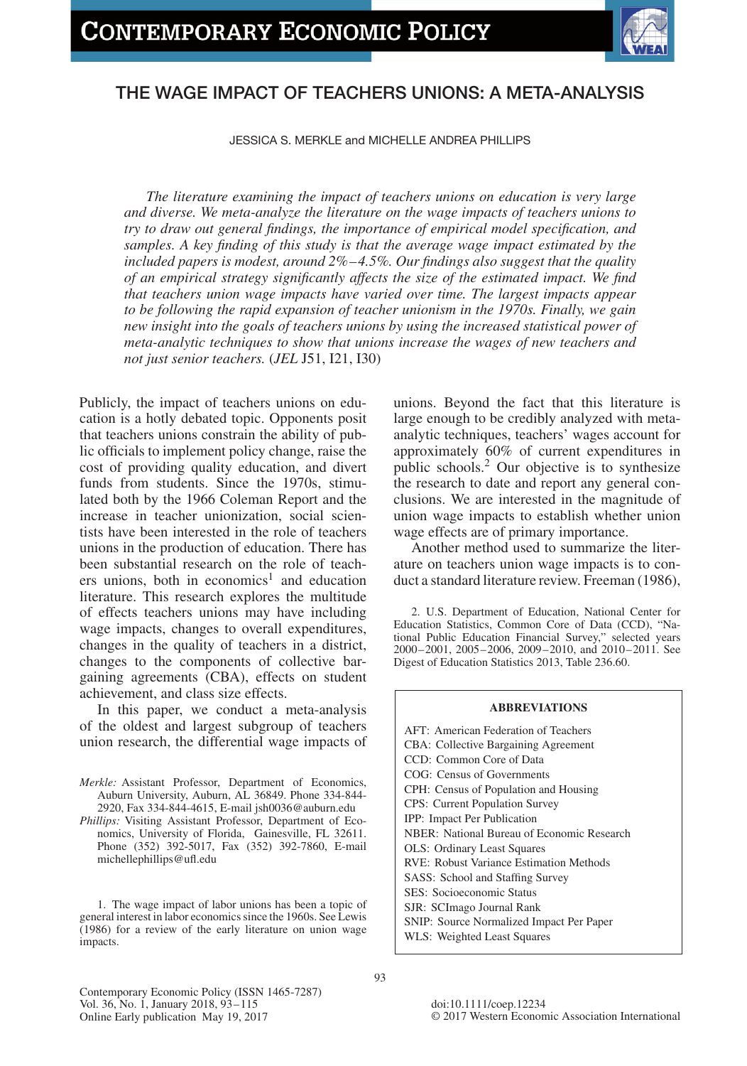# THE WAGE IMPACT OF TEACHERS UNIONS: A META-ANALYSIS

JESSICA S. MERKLE and MICHELLE ANDREA PHILLIPS

*The literature examining the impact of teachers unions on education is very large and diverse. We meta-analyze the literature on the wage impacts of teachers unions to try to draw out general findings, the importance of empirical model specification, and samples. A key finding of this study is that the average wage impact estimated by the included papers is modest, around 2%–4.5%. Our findings also suggest that the quality of an empirical strategy significantly affects the size of the estimated impact. We find that teachers union wage impacts have varied over time. The largest impacts appear to be following the rapid expansion of teacher unionism in the 1970s. Finally, we gain new insight into the goals of teachers unions by using the increased statistical power of meta-analytic techniques to show that unions increase the wages of new teachers and not just senior teachers.* (*JEL* J51, I21, I30)

Publicly, the impact of teachers unions on education is a hotly debated topic. Opponents posit that teachers unions constrain the ability of public officials to implement policy change, raise the cost of providing quality education, and divert funds from students. Since the 1970s, stimulated both by the 1966 Coleman Report and the increase in teacher unionization, social scientists have been interested in the role of teachers unions in the production of education. There has been substantial research on the role of teachers unions, both in economics[1] and education literature. This research explores the multitude of effects teachers unions may have including wage impacts, changes to overall expenditures, changes in the quality of teachers in a district, changes to the components of collective bargaining agreements (CBA), effects on student achievement, and class size effects.

In this paper, we conduct a meta-analysis of the oldest and largest subgroup of teachers union research, the differential wage impacts of unions. Beyond the fact that this literature is large enough to be credibly analyzed with meta-analytic techniques, teachers' wages account for approximately 60% of current expenditures in public schools.[2] Our objective is to synthesize the research to date and report any general conclusions. We are interested in the magnitude of union wage impacts to establish whether union wage effects are of primary importance.

Another method used to summarize the literature on teachers union wage impacts is to conduct a standard literature review. Freeman (1986),

*Merkle:* Assistant Professor, Department of Economics, Auburn University, Auburn, AL 36849. Phone 334-844-2920, Fax 334-844-4615, E-mail jsh0036@auburn.edu

*Phillips:* Visiting Assistant Professor, Department of Economics, University of Florida, Gainesville, FL 32611. Phone (352) 392-5017, Fax (352) 392-7860, E-mail michellephillips@ufl.edu

1. The wage impact of labor unions has been a topic of general interest in labor economics since the 1960s. See Lewis (1986) for a review of the early literature on union wage impacts.

2. U.S. Department of Education, National Center for Education Statistics, Common Core of Data (CCD), "National Public Education Financial Survey," selected years 2000–2001, 2005–2006, 2009–2010, and 2010–2011. See Digest of Education Statistics 2013, Table 236.60.

**ABBREVIATIONS**

AFT: American Federation of Teachers
CBA: Collective Bargaining Agreement
CCD: Common Core of Data
COG: Census of Governments
CPH: Census of Population and Housing
CPS: Current Population Survey
IPP: Impact Per Publication
NBER: National Bureau of Economic Research
OLS: Ordinary Least Squares
RVE: Robust Variance Estimation Methods
SASS: School and Staffing Survey
SES: Socioeconomic Status
SJR: SCImago Journal Rank
SNIP: Source Normalized Impact Per Paper
WLS: Weighted Least Squares

doi:10.1111/coep.12234
© 2017 Western Economic Association International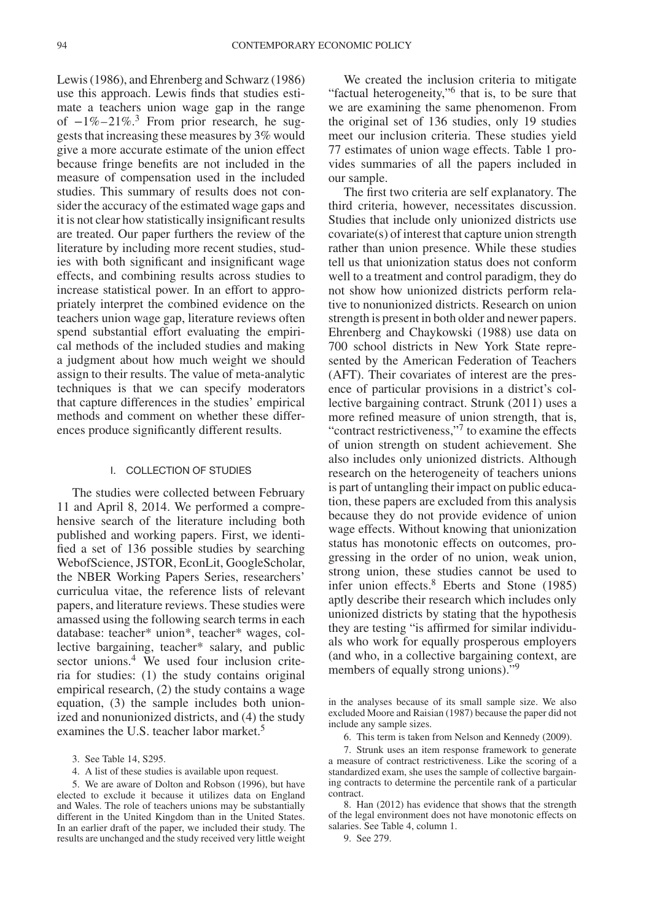Lewis (1986), and Ehrenberg and Schwarz (1986) use this approach. Lewis finds that studies estimate a teachers union wage gap in the range of −1%–21%.[3] From prior research, he suggests that increasing these measures by 3% would give a more accurate estimate of the union effect because fringe benefits are not included in the measure of compensation used in the included studies. This summary of results does not consider the accuracy of the estimated wage gaps and it is not clear how statistically insignificant results are treated. Our paper furthers the review of the literature by including more recent studies, studies with both significant and insignificant wage effects, and combining results across studies to increase statistical power. In an effort to appropriately interpret the combined evidence on the teachers union wage gap, literature reviews often spend substantial effort evaluating the empirical methods of the included studies and making a judgment about how much weight we should assign to their results. The value of meta-analytic techniques is that we can specify moderators that capture differences in the studies' empirical methods and comment on whether these differences produce significantly different results.

## I. COLLECTION OF STUDIES

The studies were collected between February 11 and April 8, 2014. We performed a comprehensive search of the literature including both published and working papers. First, we identified a set of 136 possible studies by searching WebofScience, JSTOR, EconLit, GoogleScholar, the NBER Working Papers Series, researchers' curriculua vitae, the reference lists of relevant papers, and literature reviews. These studies were amassed using the following search terms in each database: teacher* union*, teacher* wages, collective bargaining, teacher* salary, and public sector unions.[4] We used four inclusion criteria for studies: (1) the study contains original empirical research, (2) the study contains a wage equation, (3) the sample includes both unionized and nonunionized districts, and (4) the study examines the U.S. teacher labor market.[5]

We created the inclusion criteria to mitigate "factual heterogeneity,"[6] that is, to be sure that we are examining the same phenomenon. From the original set of 136 studies, only 19 studies meet our inclusion criteria. These studies yield 77 estimates of union wage effects. Table 1 provides summaries of all the papers included in our sample.

The first two criteria are self explanatory. The third criteria, however, necessitates discussion. Studies that include only unionized districts use covariate(s) of interest that capture union strength rather than union presence. While these studies tell us that unionization status does not conform well to a treatment and control paradigm, they do not show how unionized districts perform relative to nonunionized districts. Research on union strength is present in both older and newer papers. Ehrenberg and Chaykowski (1988) use data on 700 school districts in New York State represented by the American Federation of Teachers (AFT). Their covariates of interest are the presence of particular provisions in a district's collective bargaining contract. Strunk (2011) uses a more refined measure of union strength, that is, "contract restrictiveness,"[7] to examine the effects of union strength on student achievement. She also includes only unionized districts. Although research on the heterogeneity of teachers unions is part of untangling their impact on public education, these papers are excluded from this analysis because they do not provide evidence of union wage effects. Without knowing that unionization status has monotonic effects on outcomes, progressing in the order of no union, weak union, strong union, these studies cannot be used to infer union effects.[8] Eberts and Stone (1985) aptly describe their research which includes only unionized districts by stating that the hypothesis they are testing "is affirmed for similar individuals who work for equally prosperous employers (and who, in a collective bargaining context, are members of equally strong unions)."[9]

---

3. See Table 14, S295.

4. A list of these studies is available upon request.

5. We are aware of Dolton and Robson (1996), but have elected to exclude it because it utilizes data on England and Wales. The role of teachers unions may be substantially different in the United Kingdom than in the United States. In an earlier draft of the paper, we included their study. The results are unchanged and the study received very little weight in the analyses because of its small sample size. We also excluded Moore and Raisian (1987) because the paper did not include any sample sizes.

6. This term is taken from Nelson and Kennedy (2009).

7. Strunk uses an item response framework to generate a measure of contract restrictiveness. Like the scoring of a standardized exam, she uses the sample of collective bargaining contracts to determine the percentile rank of a particular contract.

8. Han (2012) has evidence that shows that the strength of the legal environment does not have monotonic effects on salaries. See Table 4, column 1.

9. See 279.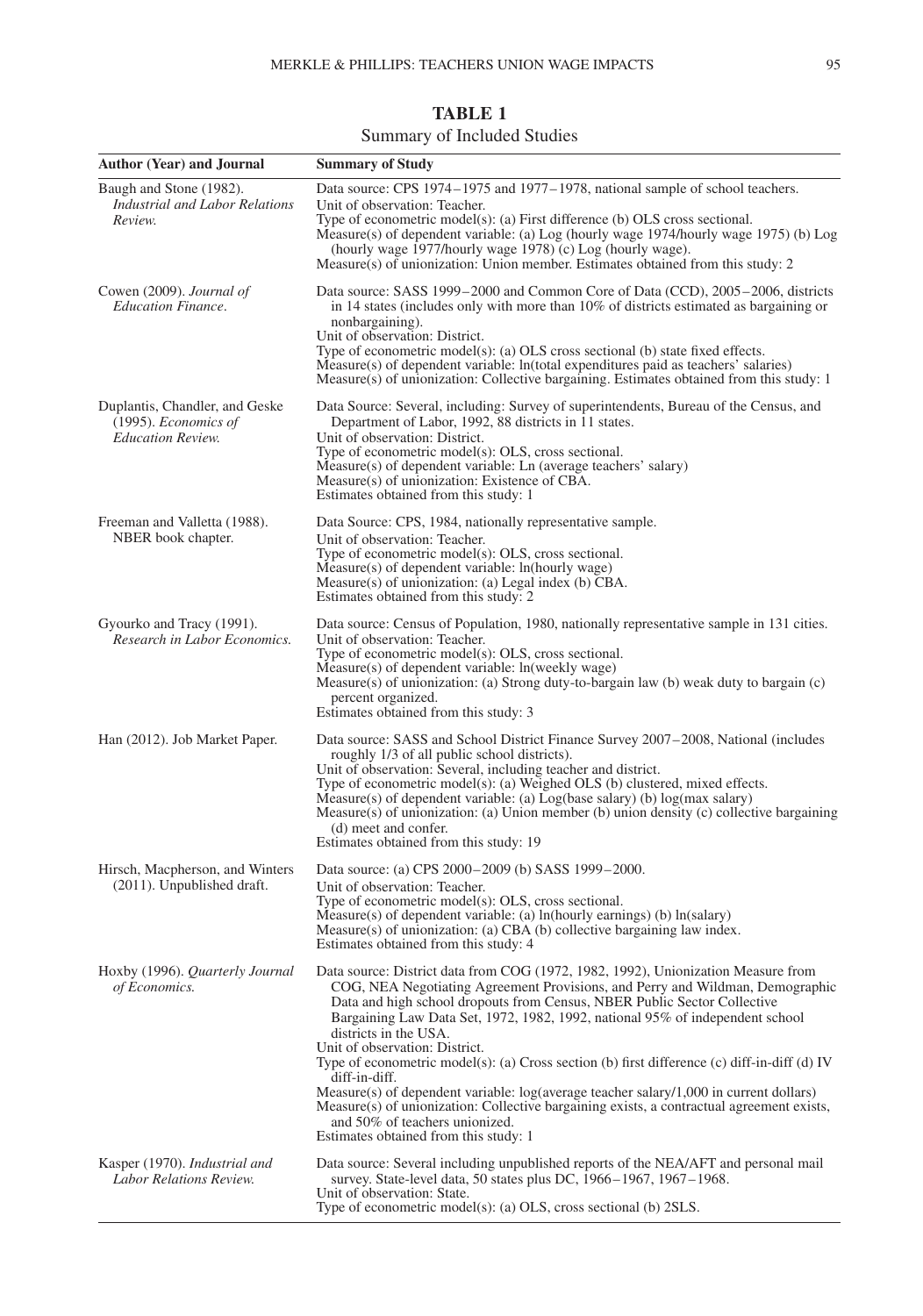**TABLE 1**

Summary of Included Studies

| Author (Year) and Journal | Summary of Study |
|---|---|
| Baugh and Stone (1982). *Industrial and Labor Relations Review.* | Data source: CPS 1974–1975 and 1977–1978, national sample of school teachers. Unit of observation: Teacher. Type of econometric model(s): (a) First difference (b) OLS cross sectional. Measure(s) of dependent variable: (a) Log (hourly wage 1974/hourly wage 1975) (b) Log (hourly wage 1977/hourly wage 1978) (c) Log (hourly wage). Measure(s) of unionization: Union member. Estimates obtained from this study: 2 |
| Cowen (2009). *Journal of Education Finance*. | Data source: SASS 1999–2000 and Common Core of Data (CCD), 2005–2006, districts in 14 states (includes only with more than 10% of districts estimated as bargaining or nonbargaining). Unit of observation: District. Type of econometric model(s): (a) OLS cross sectional (b) state fixed effects. Measure(s) of dependent variable: ln(total expenditures paid as teachers' salaries) Measure(s) of unionization: Collective bargaining. Estimates obtained from this study: 1 |
| Duplantis, Chandler, and Geske (1995). *Economics of Education Review.* | Data Source: Several, including: Survey of superintendents, Bureau of the Census, and Department of Labor, 1992, 88 districts in 11 states. Unit of observation: District. Type of econometric model(s): OLS, cross sectional. Measure(s) of dependent variable: Ln (average teachers' salary) Measure(s) of unionization: Existence of CBA. Estimates obtained from this study: 1 |
| Freeman and Valletta (1988). NBER book chapter. | Data Source: CPS, 1984, nationally representative sample. Unit of observation: Teacher. Type of econometric model(s): OLS, cross sectional. Measure(s) of dependent variable: ln(hourly wage) Measure(s) of unionization: (a) Legal index (b) CBA. Estimates obtained from this study: 2 |
| Gyourko and Tracy (1991). *Research in Labor Economics.* | Data source: Census of Population, 1980, nationally representative sample in 131 cities. Unit of observation: Teacher. Type of econometric model(s): OLS, cross sectional. Measure(s) of dependent variable: ln(weekly wage) Measure(s) of unionization: (a) Strong duty-to-bargain law (b) weak duty to bargain (c) percent organized. Estimates obtained from this study: 3 |
| Han (2012). Job Market Paper. | Data source: SASS and School District Finance Survey 2007–2008, National (includes roughly 1/3 of all public school districts). Unit of observation: Several, including teacher and district. Type of econometric model(s): (a) Weighed OLS (b) clustered, mixed effects. Measure(s) of dependent variable: (a) Log(base salary) (b) log(max salary) Measure(s) of unionization: (a) Union member (b) union density (c) collective bargaining (d) meet and confer. Estimates obtained from this study: 19 |
| Hirsch, Macpherson, and Winters (2011). Unpublished draft. | Data source: (a) CPS 2000–2009 (b) SASS 1999–2000. Unit of observation: Teacher. Type of econometric model(s): OLS, cross sectional. Measure(s) of dependent variable: (a) ln(hourly earnings) (b) ln(salary) Measure(s) of unionization: (a) CBA (b) collective bargaining law index. Estimates obtained from this study: 4 |
| Hoxby (1996). *Quarterly Journal of Economics.* | Data source: District data from COG (1972, 1982, 1992), Unionization Measure from COG, NEA Negotiating Agreement Provisions, and Perry and Wildman, Demographic Data and high school dropouts from Census, NBER Public Sector Collective Bargaining Law Data Set, 1972, 1982, 1992, national 95% of independent school districts in the USA. Unit of observation: District. Type of econometric model(s): (a) Cross section (b) first difference (c) diff-in-diff (d) IV diff-in-diff. Measure(s) of dependent variable: log(average teacher salary/1,000 in current dollars) Measure(s) of unionization: Collective bargaining exists, a contractual agreement exists, and 50% of teachers unionized. Estimates obtained from this study: 1 |
| Kasper (1970). *Industrial and Labor Relations Review.* | Data source: Several including unpublished reports of the NEA/AFT and personal mail survey. State-level data, 50 states plus DC, 1966–1967, 1967–1968. Unit of observation: State. Type of econometric model(s): (a) OLS, cross sectional (b) 2SLS. |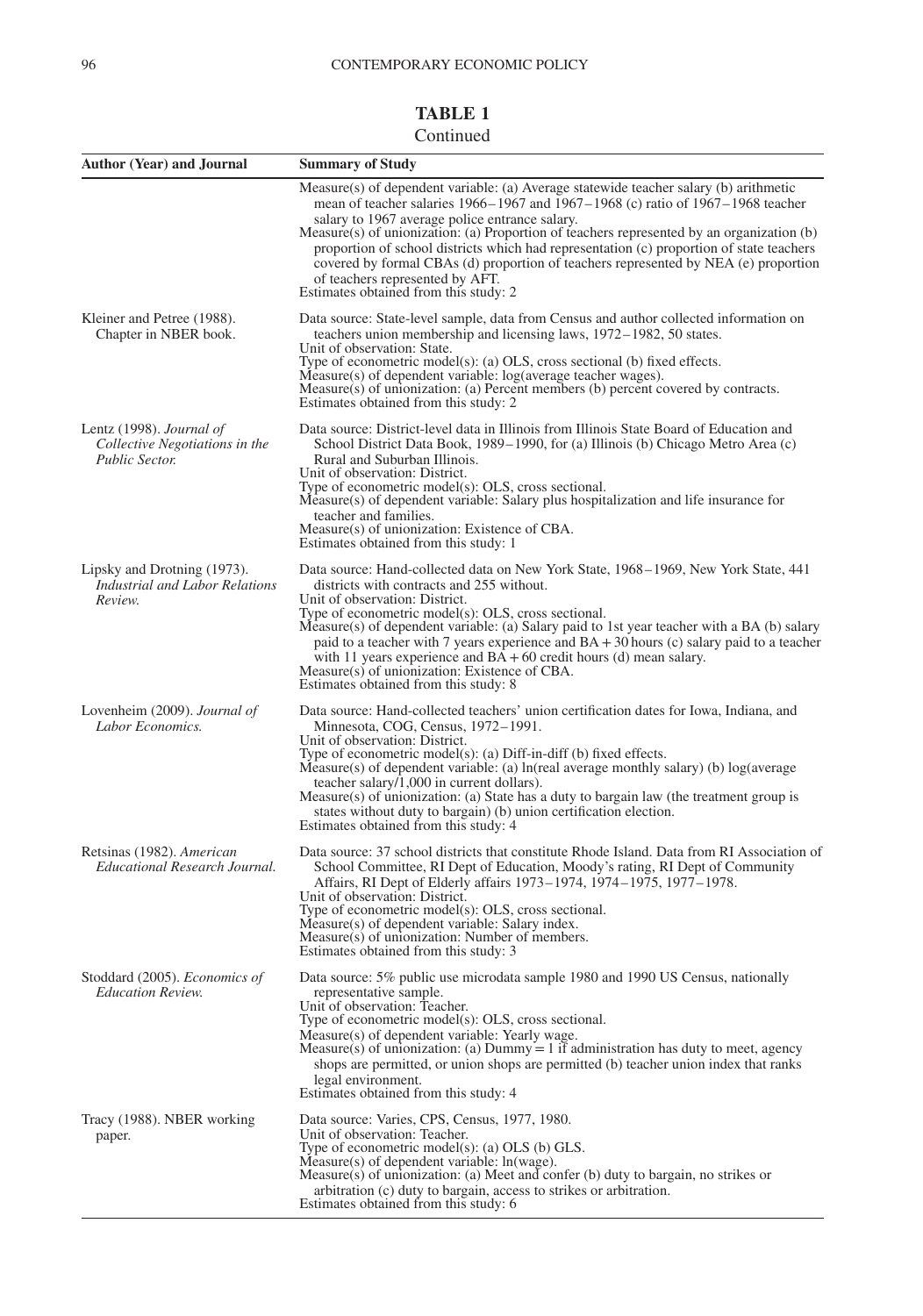**TABLE 1**

Continued

| Author (Year) and Journal | Summary of Study |
|---|---|
| | Measure(s) of dependent variable: (a) Average statewide teacher salary (b) arithmetic mean of teacher salaries 1966–1967 and 1967–1968 (c) ratio of 1967–1968 teacher salary to 1967 average police entrance salary.<br>Measure(s) of unionization: (a) Proportion of teachers represented by an organization (b) proportion of school districts which had representation (c) proportion of state teachers covered by formal CBAs (d) proportion of teachers represented by NEA (e) proportion of teachers represented by AFT.<br>Estimates obtained from this study: 2 |
| Kleiner and Petree (1988). Chapter in NBER book. | Data source: State-level sample, data from Census and author collected information on teachers union membership and licensing laws, 1972–1982, 50 states.<br>Unit of observation: State.<br>Type of econometric model(s): (a) OLS, cross sectional (b) fixed effects.<br>Measure(s) of dependent variable: log(average teacher wages).<br>Measure(s) of unionization: (a) Percent members (b) percent covered by contracts.<br>Estimates obtained from this study: 2 |
| Lentz (1998). *Journal of Collective Negotiations in the Public Sector.* | Data source: District-level data in Illinois from Illinois State Board of Education and School District Data Book, 1989–1990, for (a) Illinois (b) Chicago Metro Area (c) Rural and Suburban Illinois.<br>Unit of observation: District.<br>Type of econometric model(s): OLS, cross sectional.<br>Measure(s) of dependent variable: Salary plus hospitalization and life insurance for teacher and families.<br>Measure(s) of unionization: Existence of CBA.<br>Estimates obtained from this study: 1 |
| Lipsky and Drotning (1973). *Industrial and Labor Relations Review.* | Data source: Hand-collected data on New York State, 1968–1969, New York State, 441 districts with contracts and 255 without.<br>Unit of observation: District.<br>Type of econometric model(s): OLS, cross sectional.<br>Measure(s) of dependent variable: (a) Salary paid to 1st year teacher with a BA (b) salary paid to a teacher with 7 years experience and BA + 30 hours (c) salary paid to a teacher with 11 years experience and BA + 60 credit hours (d) mean salary.<br>Measure(s) of unionization: Existence of CBA.<br>Estimates obtained from this study: 8 |
| Lovenheim (2009). *Journal of Labor Economics.* | Data source: Hand-collected teachers' union certification dates for Iowa, Indiana, and Minnesota, COG, Census, 1972–1991.<br>Unit of observation: District.<br>Type of econometric model(s): (a) Diff-in-diff (b) fixed effects.<br>Measure(s) of dependent variable: (a) ln(real average monthly salary) (b) log(average teacher salary/1,000 in current dollars).<br>Measure(s) of unionization: (a) State has a duty to bargain law (the treatment group is states without duty to bargain) (b) union certification election.<br>Estimates obtained from this study: 4 |
| Retsinas (1982). *American Educational Research Journal.* | Data source: 37 school districts that constitute Rhode Island. Data from RI Association of School Committee, RI Dept of Education, Moody's rating, RI Dept of Community Affairs, RI Dept of Elderly affairs 1973–1974, 1974–1975, 1977–1978.<br>Unit of observation: District.<br>Type of econometric model(s): OLS, cross sectional.<br>Measure(s) of dependent variable: Salary index.<br>Measure(s) of unionization: Number of members.<br>Estimates obtained from this study: 3 |
| Stoddard (2005). *Economics of Education Review.* | Data source: 5% public use microdata sample 1980 and 1990 US Census, nationally representative sample.<br>Unit of observation: Teacher.<br>Type of econometric model(s): OLS, cross sectional.<br>Measure(s) of dependent variable: Yearly wage.<br>Measure(s) of unionization: (a) Dummy = 1 if administration has duty to meet, agency shops are permitted, or union shops are permitted (b) teacher union index that ranks legal environment.<br>Estimates obtained from this study: 4 |
| Tracy (1988). NBER working paper. | Data source: Varies, CPS, Census, 1977, 1980.<br>Unit of observation: Teacher.<br>Type of econometric model(s): (a) OLS (b) GLS.<br>Measure(s) of dependent variable: ln(wage).<br>Measure(s) of unionization: (a) Meet and confer (b) duty to bargain, no strikes or arbitration (c) duty to bargain, access to strikes or arbitration.<br>Estimates obtained from this study: 6 |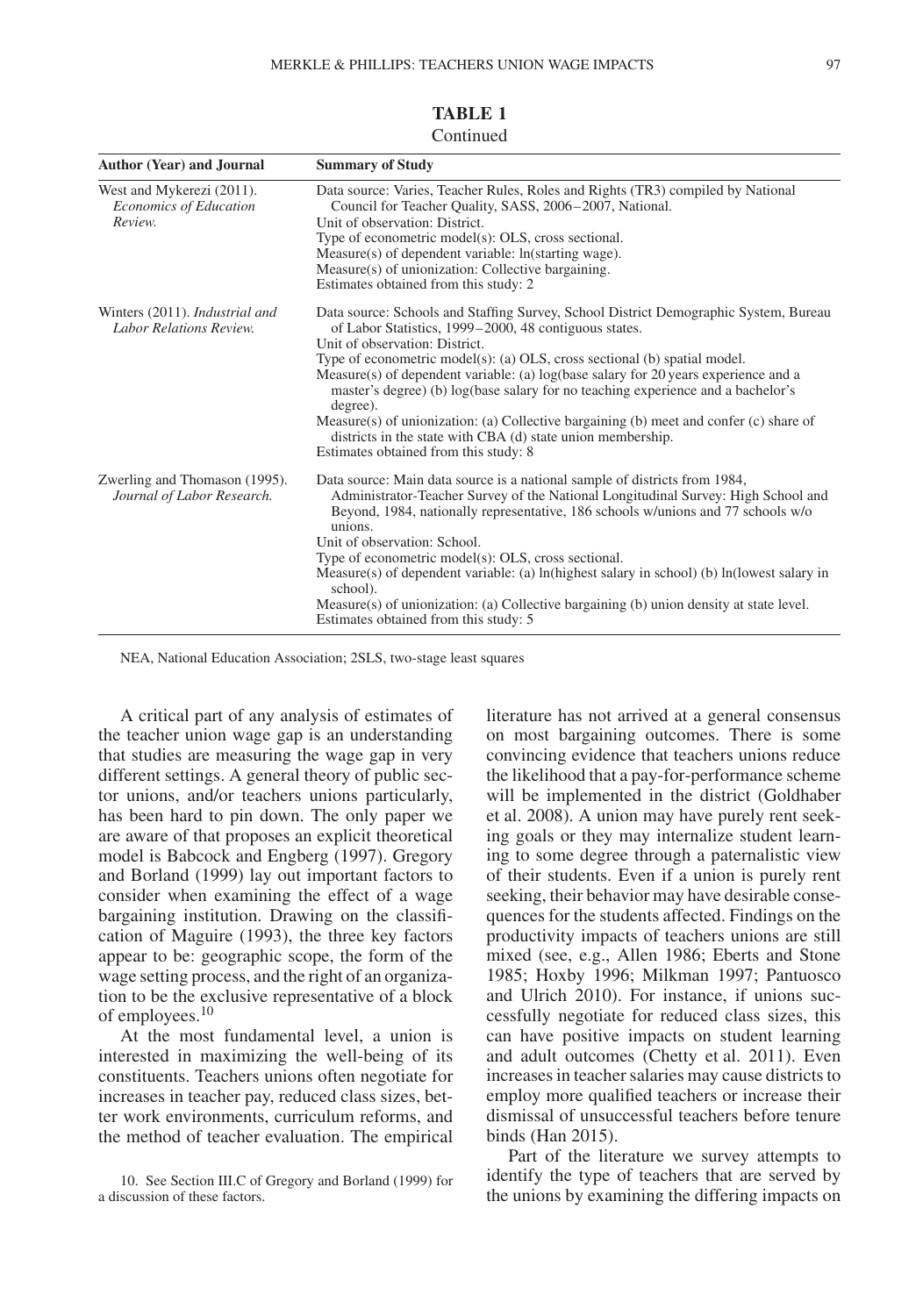**TABLE 1**
Continued

| Author (Year) and Journal | Summary of Study |
|---|---|
| West and Mykerezi (2011). *Economics of Education Review.* | Data source: Varies, Teacher Rules, Roles and Rights (TR3) compiled by National Council for Teacher Quality, SASS, 2006–2007, National.<br>Unit of observation: District.<br>Type of econometric model(s): OLS, cross sectional.<br>Measure(s) of dependent variable: ln(starting wage).<br>Measure(s) of unionization: Collective bargaining.<br>Estimates obtained from this study: 2 |
| Winters (2011). *Industrial and Labor Relations Review.* | Data source: Schools and Staffing Survey, School District Demographic System, Bureau of Labor Statistics, 1999–2000, 48 contiguous states.<br>Unit of observation: District.<br>Type of econometric model(s): (a) OLS, cross sectional (b) spatial model.<br>Measure(s) of dependent variable: (a) log(base salary for 20 years experience and a master's degree) (b) log(base salary for no teaching experience and a bachelor's degree).<br>Measure(s) of unionization: (a) Collective bargaining (b) meet and confer (c) share of districts in the state with CBA (d) state union membership.<br>Estimates obtained from this study: 8 |
| Zwerling and Thomason (1995). *Journal of Labor Research.* | Data source: Main data source is a national sample of districts from 1984, Administrator-Teacher Survey of the National Longitudinal Survey: High School and Beyond, 1984, nationally representative, 186 schools w/unions and 77 schools w/o unions.<br>Unit of observation: School.<br>Type of econometric model(s): OLS, cross sectional.<br>Measure(s) of dependent variable: (a) ln(highest salary in school) (b) ln(lowest salary in school).<br>Measure(s) of unionization: (a) Collective bargaining (b) union density at state level.<br>Estimates obtained from this study: 5 |

NEA, National Education Association; 2SLS, two-stage least squares

A critical part of any analysis of estimates of the teacher union wage gap is an understanding that studies are measuring the wage gap in very different settings. A general theory of public sector unions, and/or teachers unions particularly, has been hard to pin down. The only paper we are aware of that proposes an explicit theoretical model is Babcock and Engberg (1997). Gregory and Borland (1999) lay out important factors to consider when examining the effect of a wage bargaining institution. Drawing on the classification of Maguire (1993), the three key factors appear to be: geographic scope, the form of the wage setting process, and the right of an organization to be the exclusive representative of a block of employees.[10]

At the most fundamental level, a union is interested in maximizing the well-being of its constituents. Teachers unions often negotiate for increases in teacher pay, reduced class sizes, better work environments, curriculum reforms, and the method of teacher evaluation. The empirical literature has not arrived at a general consensus on most bargaining outcomes. There is some convincing evidence that teachers unions reduce the likelihood that a pay-for-performance scheme will be implemented in the district (Goldhaber et al. 2008). A union may have purely rent seeking goals or they may internalize student learning to some degree through a paternalistic view of their students. Even if a union is purely rent seeking, their behavior may have desirable consequences for the students affected. Findings on the productivity impacts of teachers unions are still mixed (see, e.g., Allen 1986; Eberts and Stone 1985; Hoxby 1996; Milkman 1997; Pantuosco and Ulrich 2010). For instance, if unions successfully negotiate for reduced class sizes, this can have positive impacts on student learning and adult outcomes (Chetty et al. 2011). Even increases in teacher salaries may cause districts to employ more qualified teachers or increase their dismissal of unsuccessful teachers before tenure binds (Han 2015).

Part of the literature we survey attempts to identify the type of teachers that are served by the unions by examining the differing impacts on

10. See Section III.C of Gregory and Borland (1999) for a discussion of these factors.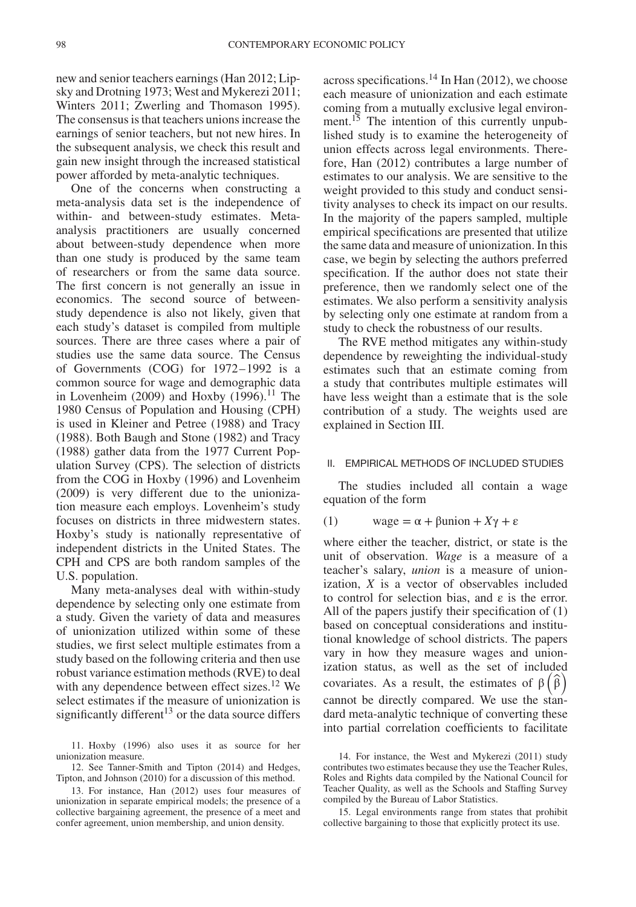new and senior teachers earnings (Han 2012; Lipsky and Drotning 1973; West and Mykerezi 2011; Winters 2011; Zwerling and Thomason 1995). The consensus is that teachers unions increase the earnings of senior teachers, but not new hires. In the subsequent analysis, we check this result and gain new insight through the increased statistical power afforded by meta-analytic techniques.

One of the concerns when constructing a meta-analysis data set is the independence of within- and between-study estimates. Meta-analysis practitioners are usually concerned about between-study dependence when more than one study is produced by the same team of researchers or from the same data source. The first concern is not generally an issue in economics. The second source of between-study dependence is also not likely, given that each study's dataset is compiled from multiple sources. There are three cases where a pair of studies use the same data source. The Census of Governments (COG) for 1972–1992 is a common source for wage and demographic data in Lovenheim (2009) and Hoxby (1996).[11] The 1980 Census of Population and Housing (CPH) is used in Kleiner and Petree (1988) and Tracy (1988). Both Baugh and Stone (1982) and Tracy (1988) gather data from the 1977 Current Population Survey (CPS). The selection of districts from the COG in Hoxby (1996) and Lovenheim (2009) is very different due to the unionization measure each employs. Lovenheim's study focuses on districts in three midwestern states. Hoxby's study is nationally representative of independent districts in the United States. The CPH and CPS are both random samples of the U.S. population.

Many meta-analyses deal with within-study dependence by selecting only one estimate from a study. Given the variety of data and measures of unionization utilized within some of these studies, we first select multiple estimates from a study based on the following criteria and then use robust variance estimation methods (RVE) to deal with any dependence between effect sizes.[12] We select estimates if the measure of unionization is significantly different[13] or the data source differs across specifications.[14] In Han (2012), we choose each measure of unionization and each estimate coming from a mutually exclusive legal environment.[15] The intention of this currently unpublished study is to examine the heterogeneity of union effects across legal environments. Therefore, Han (2012) contributes a large number of estimates to our analysis. We are sensitive to the weight provided to this study and conduct sensitivity analyses to check its impact on our results. In the majority of the papers sampled, multiple empirical specifications are presented that utilize the same data and measure of unionization. In this case, we begin by selecting the authors preferred specification. If the author does not state their preference, then we randomly select one of the estimates. We also perform a sensitivity analysis by selecting only one estimate at random from a study to check the robustness of our results.

The RVE method mitigates any within-study dependence by reweighting the individual-study estimates such that an estimate coming from a study that contributes multiple estimates will have less weight than a estimate that is the sole contribution of a study. The weights used are explained in Section III.

## II. EMPIRICAL METHODS OF INCLUDED STUDIES

The studies included all contain a wage equation of the form

$$\text{(1)} \qquad \text{wage} = \alpha + \beta \text{union} + X\gamma + \varepsilon$$

where either the teacher, district, or state is the unit of observation. *Wage* is a measure of a teacher's salary, *union* is a measure of unionization, $X$ is a vector of observables included to control for selection bias, and $\varepsilon$ is the error. All of the papers justify their specification of (1) based on conceptual considerations and institutional knowledge of school districts. The papers vary in how they measure wages and unionization status, as well as the set of included covariates. As a result, the estimates of $\beta\left(\hat{\beta}\right)$ cannot be directly compared. We use the standard meta-analytic technique of converting these into partial correlation coefficients to facilitate

11. Hoxby (1996) also uses it as source for her unionization measure.

12. See Tanner-Smith and Tipton (2014) and Hedges, Tipton, and Johnson (2010) for a discussion of this method.

13. For instance, Han (2012) uses four measures of unionization in separate empirical models; the presence of a collective bargaining agreement, the presence of a meet and confer agreement, union membership, and union density.

14. For instance, the West and Mykerezi (2011) study contributes two estimates because they use the Teacher Rules, Roles and Rights data compiled by the National Council for Teacher Quality, as well as the Schools and Staffing Survey compiled by the Bureau of Labor Statistics.

15. Legal environments range from states that prohibit collective bargaining to those that explicitly protect its use.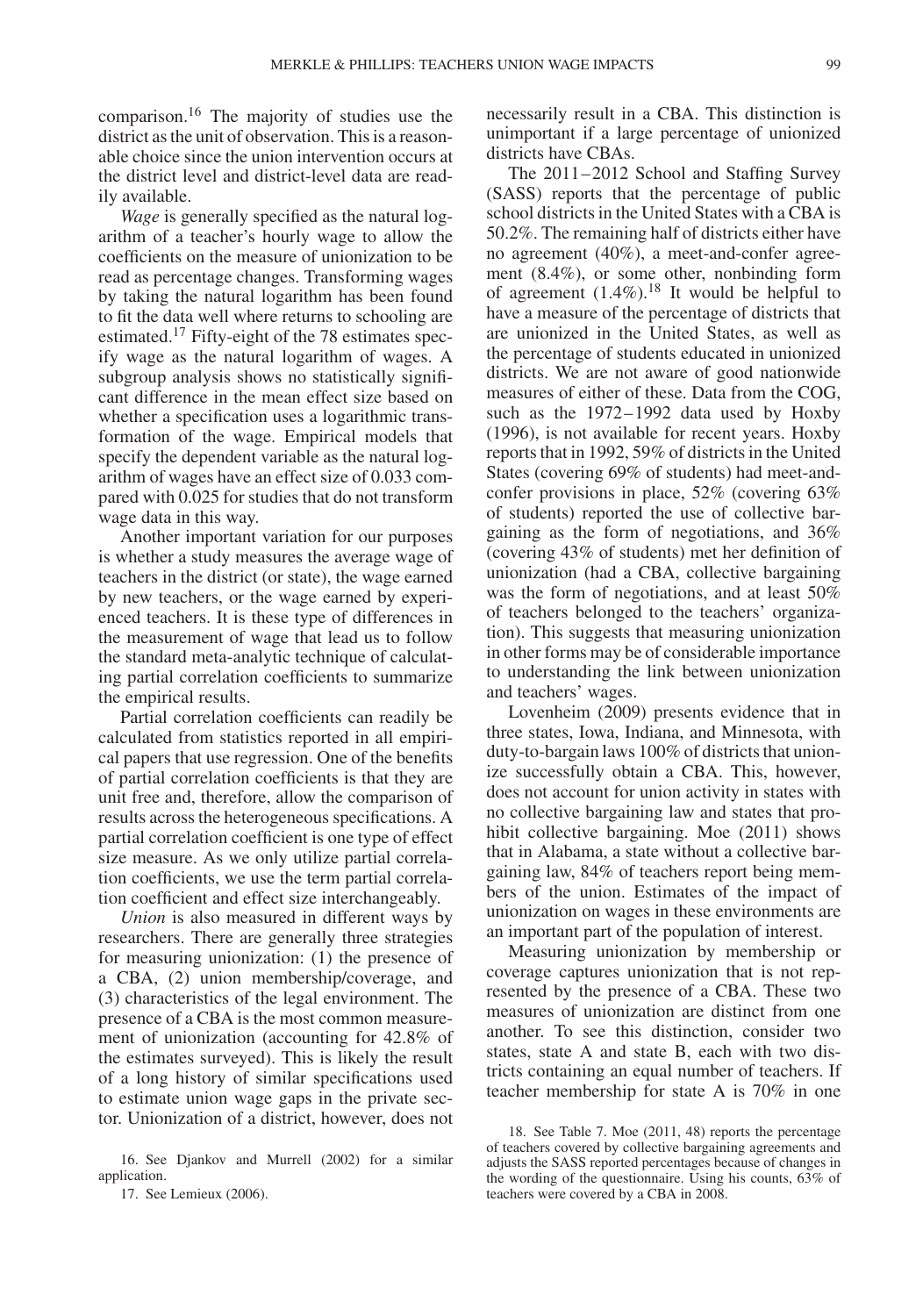comparison.[16] The majority of studies use the district as the unit of observation. This is a reasonable choice since the union intervention occurs at the district level and district-level data are readily available.

*Wage* is generally specified as the natural logarithm of a teacher's hourly wage to allow the coefficients on the measure of unionization to be read as percentage changes. Transforming wages by taking the natural logarithm has been found to fit the data well where returns to schooling are estimated.[17] Fifty-eight of the 78 estimates specify wage as the natural logarithm of wages. A subgroup analysis shows no statistically significant difference in the mean effect size based on whether a specification uses a logarithmic transformation of the wage. Empirical models that specify the dependent variable as the natural logarithm of wages have an effect size of 0.033 compared with 0.025 for studies that do not transform wage data in this way.

Another important variation for our purposes is whether a study measures the average wage of teachers in the district (or state), the wage earned by new teachers, or the wage earned by experienced teachers. It is these type of differences in the measurement of wage that lead us to follow the standard meta-analytic technique of calculating partial correlation coefficients to summarize the empirical results.

Partial correlation coefficients can readily be calculated from statistics reported in all empirical papers that use regression. One of the benefits of partial correlation coefficients is that they are unit free and, therefore, allow the comparison of results across the heterogeneous specifications. A partial correlation coefficient is one type of effect size measure. As we only utilize partial correlation coefficients, we use the term partial correlation coefficient and effect size interchangeably.

*Union* is also measured in different ways by researchers. There are generally three strategies for measuring unionization: (1) the presence of a CBA, (2) union membership/coverage, and (3) characteristics of the legal environment. The presence of a CBA is the most common measurement of unionization (accounting for 42.8% of the estimates surveyed). This is likely the result of a long history of similar specifications used to estimate union wage gaps in the private sector. Unionization of a district, however, does not necessarily result in a CBA. This distinction is unimportant if a large percentage of unionized districts have CBAs.

The 2011–2012 School and Staffing Survey (SASS) reports that the percentage of public school districts in the United States with a CBA is 50.2%. The remaining half of districts either have no agreement (40%), a meet-and-confer agreement (8.4%), or some other, nonbinding form of agreement (1.4%).[18] It would be helpful to have a measure of the percentage of districts that are unionized in the United States, as well as the percentage of students educated in unionized districts. We are not aware of good nationwide measures of either of these. Data from the COG, such as the 1972–1992 data used by Hoxby (1996), is not available for recent years. Hoxby reports that in 1992, 59% of districts in the United States (covering 69% of students) had meet-and-confer provisions in place, 52% (covering 63% of students) reported the use of collective bargaining as the form of negotiations, and 36% (covering 43% of students) met her definition of unionization (had a CBA, collective bargaining was the form of negotiations, and at least 50% of teachers belonged to the teachers' organization). This suggests that measuring unionization in other forms may be of considerable importance to understanding the link between unionization and teachers' wages.

Lovenheim (2009) presents evidence that in three states, Iowa, Indiana, and Minnesota, with duty-to-bargain laws 100% of districts that unionize successfully obtain a CBA. This, however, does not account for union activity in states with no collective bargaining law and states that prohibit collective bargaining. Moe (2011) shows that in Alabama, a state without a collective bargaining law, 84% of teachers report being members of the union. Estimates of the impact of unionization on wages in these environments are an important part of the population of interest.

Measuring unionization by membership or coverage captures unionization that is not represented by the presence of a CBA. These two measures of unionization are distinct from one another. To see this distinction, consider two states, state A and state B, each with two districts containing an equal number of teachers. If teacher membership for state A is 70% in one

16. See Djankov and Murrell (2002) for a similar application.

17. See Lemieux (2006).

18. See Table 7. Moe (2011, 48) reports the percentage of teachers covered by collective bargaining agreements and adjusts the SASS reported percentages because of changes in the wording of the questionnaire. Using his counts, 63% of teachers were covered by a CBA in 2008.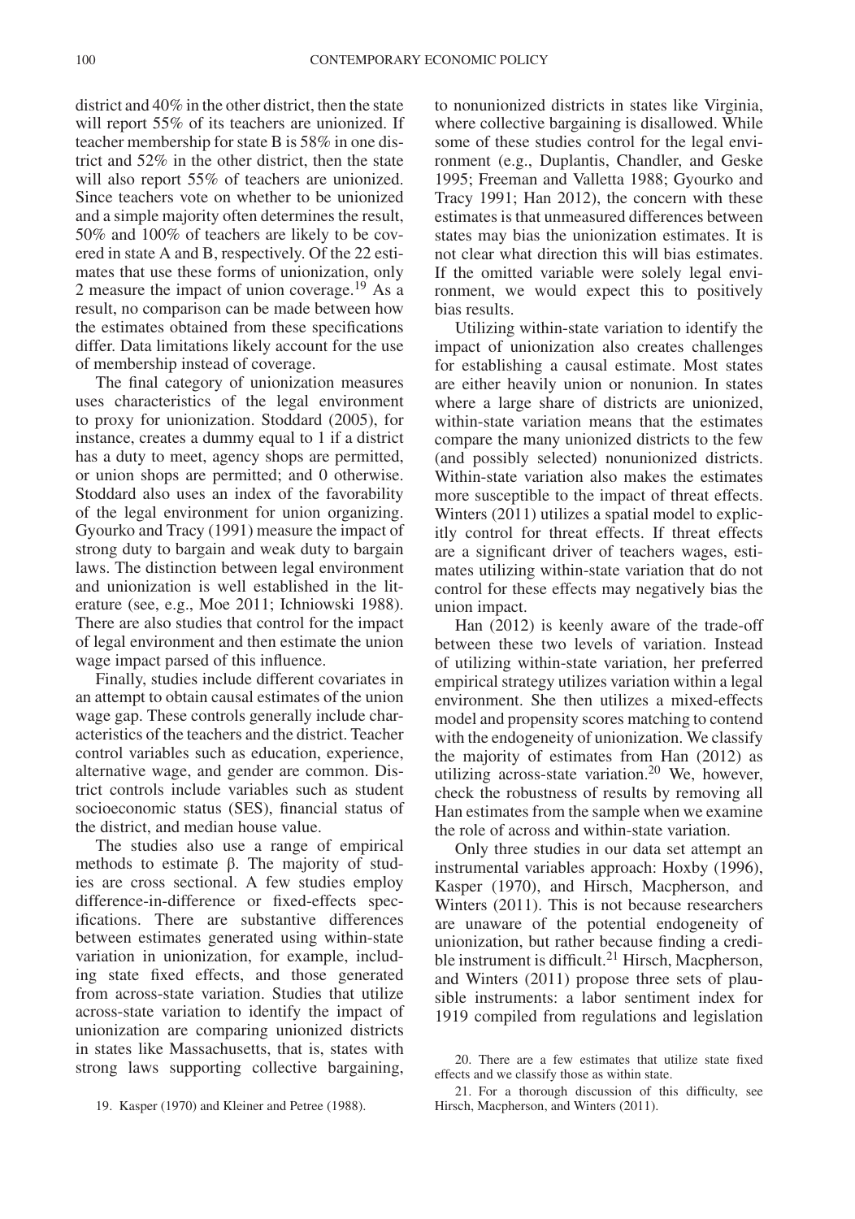district and 40% in the other district, then the state will report 55% of its teachers are unionized. If teacher membership for state B is 58% in one district and 52% in the other district, then the state will also report 55% of teachers are unionized. Since teachers vote on whether to be unionized and a simple majority often determines the result, 50% and 100% of teachers are likely to be covered in state A and B, respectively. Of the 22 estimates that use these forms of unionization, only 2 measure the impact of union coverage.[19] As a result, no comparison can be made between how the estimates obtained from these specifications differ. Data limitations likely account for the use of membership instead of coverage.

The final category of unionization measures uses characteristics of the legal environment to proxy for unionization. Stoddard (2005), for instance, creates a dummy equal to 1 if a district has a duty to meet, agency shops are permitted, or union shops are permitted; and 0 otherwise. Stoddard also uses an index of the favorability of the legal environment for union organizing. Gyourko and Tracy (1991) measure the impact of strong duty to bargain and weak duty to bargain laws. The distinction between legal environment and unionization is well established in the literature (see, e.g., Moe 2011; Ichniowski 1988). There are also studies that control for the impact of legal environment and then estimate the union wage impact parsed of this influence.

Finally, studies include different covariates in an attempt to obtain causal estimates of the union wage gap. These controls generally include characteristics of the teachers and the district. Teacher control variables such as education, experience, alternative wage, and gender are common. District controls include variables such as student socioeconomic status (SES), financial status of the district, and median house value.

The studies also use a range of empirical methods to estimate β. The majority of studies are cross sectional. A few studies employ difference-in-difference or fixed-effects specifications. There are substantive differences between estimates generated using within-state variation in unionization, for example, including state fixed effects, and those generated from across-state variation. Studies that utilize across-state variation to identify the impact of unionization are comparing unionized districts in states like Massachusetts, that is, states with strong laws supporting collective bargaining, to nonunionized districts in states like Virginia, where collective bargaining is disallowed. While some of these studies control for the legal environment (e.g., Duplantis, Chandler, and Geske 1995; Freeman and Valletta 1988; Gyourko and Tracy 1991; Han 2012), the concern with these estimates is that unmeasured differences between states may bias the unionization estimates. It is not clear what direction this will bias estimates. If the omitted variable were solely legal environment, we would expect this to positively bias results.

Utilizing within-state variation to identify the impact of unionization also creates challenges for establishing a causal estimate. Most states are either heavily union or nonunion. In states where a large share of districts are unionized, within-state variation means that the estimates compare the many unionized districts to the few (and possibly selected) nonunionized districts. Within-state variation also makes the estimates more susceptible to the impact of threat effects. Winters (2011) utilizes a spatial model to explicitly control for threat effects. If threat effects are a significant driver of teachers wages, estimates utilizing within-state variation that do not control for these effects may negatively bias the union impact.

Han (2012) is keenly aware of the trade-off between these two levels of variation. Instead of utilizing within-state variation, her preferred empirical strategy utilizes variation within a legal environment. She then utilizes a mixed-effects model and propensity scores matching to contend with the endogeneity of unionization. We classify the majority of estimates from Han (2012) as utilizing across-state variation.[20] We, however, check the robustness of results by removing all Han estimates from the sample when we examine the role of across and within-state variation.

Only three studies in our data set attempt an instrumental variables approach: Hoxby (1996), Kasper (1970), and Hirsch, Macpherson, and Winters (2011). This is not because researchers are unaware of the potential endogeneity of unionization, but rather because finding a credible instrument is difficult.[21] Hirsch, Macpherson, and Winters (2011) propose three sets of plausible instruments: a labor sentiment index for 1919 compiled from regulations and legislation

19. Kasper (1970) and Kleiner and Petree (1988).

20. There are a few estimates that utilize state fixed effects and we classify those as within state.

21. For a thorough discussion of this difficulty, see Hirsch, Macpherson, and Winters (2011).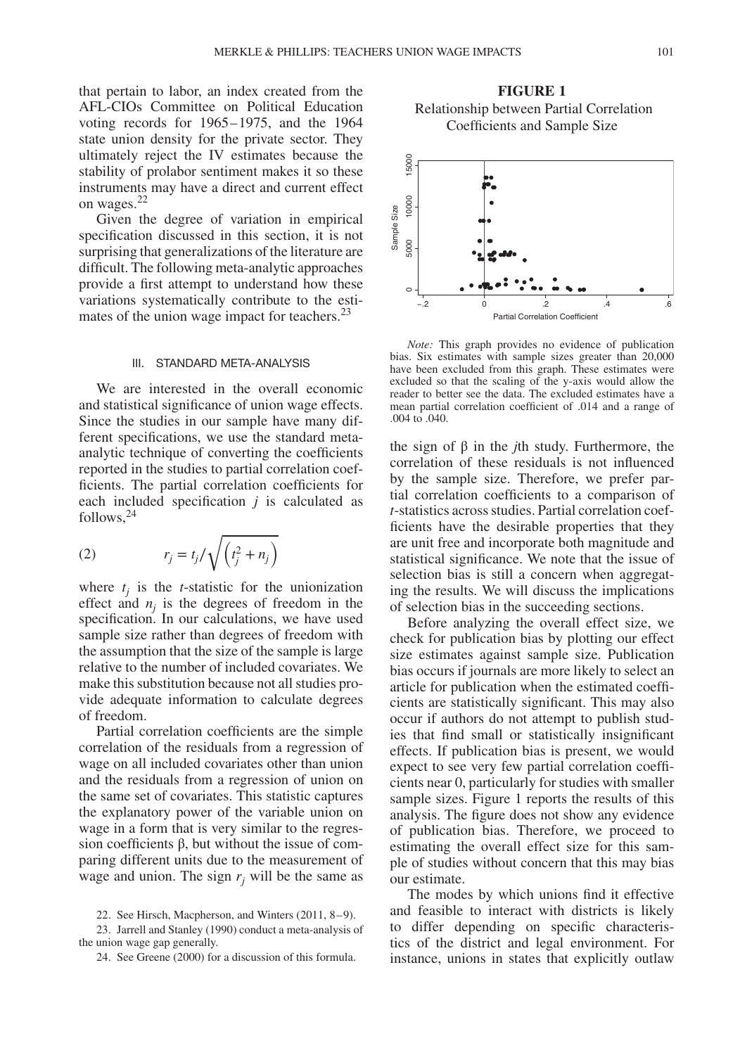that pertain to labor, an index created from the AFL-CIOs Committee on Political Education voting records for 1965–1975, and the 1964 state union density for the private sector. They ultimately reject the IV estimates because the stability of prolabor sentiment makes it so these instruments may have a direct and current effect on wages.[22]

Given the degree of variation in empirical specification discussed in this section, it is not surprising that generalizations of the literature are difficult. The following meta-analytic approaches provide a first attempt to understand how these variations systematically contribute to the estimates of the union wage impact for teachers.[23]

## III. STANDARD META-ANALYSIS

We are interested in the overall economic and statistical significance of union wage effects. Since the studies in our sample have many different specifications, we use the standard meta-analytic technique of converting the coefficients reported in the studies to partial correlation coefficients. The partial correlation coefficients for each included specification $j$ is calculated as follows,[24]

$$r_j = t_j / \sqrt{\left(t_j^2 + n_j\right)} \tag{2}$$

where $t_j$ is the $t$-statistic for the unionization effect and $n_j$ is the degrees of freedom in the specification. In our calculations, we have used sample size rather than degrees of freedom with the assumption that the size of the sample is large relative to the number of included covariates. We make this substitution because not all studies provide adequate information to calculate degrees of freedom.

Partial correlation coefficients are the simple correlation of the residuals from a regression of wage on all included covariates other than union and the residuals from a regression of union on the same set of covariates. This statistic captures the explanatory power of the variable union on wage in a form that is very similar to the regression coefficients β, but without the issue of comparing different units due to the measurement of wage and union. The sign $r_j$ will be the same as the sign of β in the $j$th study. Furthermore, the correlation of these residuals is not influenced by the sample size. Therefore, we prefer partial correlation coefficients to a comparison of $t$-statistics across studies. Partial correlation coefficients have the desirable properties that they are unit free and incorporate both magnitude and statistical significance. We note that the issue of selection bias is still a concern when aggregating the results. We will discuss the implications of selection bias in the succeeding sections.

**FIGURE 1**
Relationship between Partial Correlation Coefficients and Sample Size

*Note:* This graph provides no evidence of publication bias. Six estimates with sample sizes greater than 20,000 have been excluded from this graph. These estimates were excluded so that the scaling of the y-axis would allow the reader to better see the data. The excluded estimates have a mean partial correlation coefficient of .014 and a range of .004 to .040.

Before analyzing the overall effect size, we check for publication bias by plotting our effect size estimates against sample size. Publication bias occurs if journals are more likely to select an article for publication when the estimated coefficients are statistically significant. This may also occur if authors do not attempt to publish studies that find small or statistically insignificant effects. If publication bias is present, we would expect to see very few partial correlation coefficients near 0, particularly for studies with smaller sample sizes. Figure 1 reports the results of this analysis. The figure does not show any evidence of publication bias. Therefore, we proceed to estimating the overall effect size for this sample of studies without concern that this may bias our estimate.

The modes by which unions find it effective and feasible to interact with districts is likely to differ depending on specific characteristics of the district and legal environment. For instance, unions in states that explicitly outlaw

22. See Hirsch, Macpherson, and Winters (2011, 8–9).

23. Jarrell and Stanley (1990) conduct a meta-analysis of the union wage gap generally.

24. See Greene (2000) for a discussion of this formula.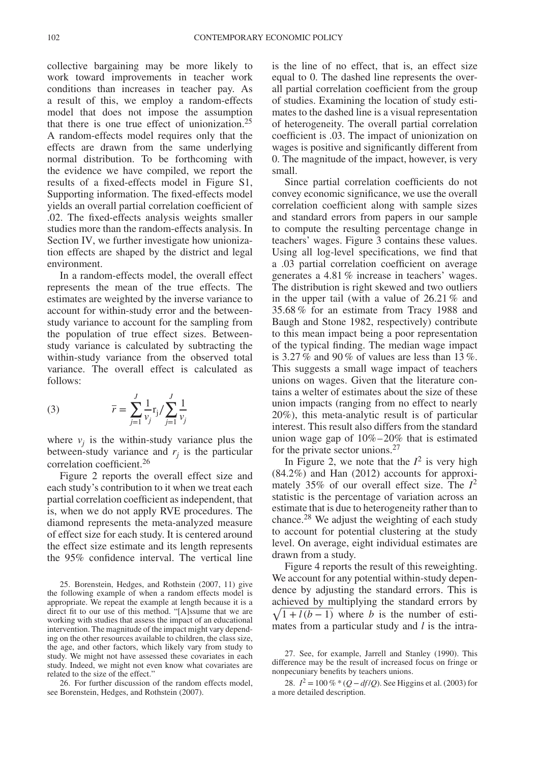collective bargaining may be more likely to work toward improvements in teacher work conditions than increases in teacher pay. As a result of this, we employ a random-effects model that does not impose the assumption that there is one true effect of unionization.[25] A random-effects model requires only that the effects are drawn from the same underlying normal distribution. To be forthcoming with the evidence we have compiled, we report the results of a fixed-effects model in Figure S1, Supporting information. The fixed-effects model yields an overall partial correlation coefficient of .02. The fixed-effects analysis weights smaller studies more than the random-effects analysis. In Section IV, we further investigate how unionization effects are shaped by the district and legal environment.

In a random-effects model, the overall effect represents the mean of the true effects. The estimates are weighted by the inverse variance to account for within-study error and the between-study variance to account for the sampling from the population of true effect sizes. Between-study variance is calculated by subtracting the within-study variance from the observed total variance. The overall effect is calculated as follows:

$$\text{(3)} \qquad \bar{r} = \sum_{j=1}^{J} \frac{1}{v_j} r_j / \sum_{j=1}^{J} \frac{1}{v_j}$$

where $v_j$ is the within-study variance plus the between-study variance and $r_j$ is the particular correlation coefficient.[26]

Figure 2 reports the overall effect size and each study's contribution to it when we treat each partial correlation coefficient as independent, that is, when we do not apply RVE procedures. The diamond represents the meta-analyzed measure of effect size for each study. It is centered around the effect size estimate and its length represents the 95% confidence interval. The vertical line is the line of no effect, that is, an effect size equal to 0. The dashed line represents the overall partial correlation coefficient from the group of studies. Examining the location of study estimates to the dashed line is a visual representation of heterogeneity. The overall partial correlation coefficient is .03. The impact of unionization on wages is positive and significantly different from 0. The magnitude of the impact, however, is very small.

Since partial correlation coefficients do not convey economic significance, we use the overall correlation coefficient along with sample sizes and standard errors from papers in our sample to compute the resulting percentage change in teachers' wages. Figure 3 contains these values. Using all log-level specifications, we find that a .03 partial correlation coefficient on average generates a 4.81% increase in teachers' wages. The distribution is right skewed and two outliers in the upper tail (with a value of 26.21% and 35.68% for an estimate from Tracy 1988 and Baugh and Stone 1982, respectively) contribute to this mean impact being a poor representation of the typical finding. The median wage impact is 3.27% and 90% of values are less than 13%. This suggests a small wage impact of teachers unions on wages. Given that the literature contains a welter of estimates about the size of these union impacts (ranging from no effect to nearly 20%), this meta-analytic result is of particular interest. This result also differs from the standard union wage gap of 10%–20% that is estimated for the private sector unions.[27]

In Figure 2, we note that the $I^2$ is very high (84.2%) and Han (2012) accounts for approximately 35% of our overall effect size. The $I^2$ statistic is the percentage of variation across an estimate that is due to heterogeneity rather than to chance.[28] We adjust the weighting of each study to account for potential clustering at the study level. On average, eight individual estimates are drawn from a study.

Figure 4 reports the result of this reweighting. We account for any potential within-study dependence by adjusting the standard errors. This is achieved by multiplying the standard errors by $\sqrt{1 + l(b-1)}$ where $b$ is the number of estimates from a particular study and $l$ is the intra-

25. Borenstein, Hedges, and Rothstein (2007, 11) give the following example of when a random effects model is appropriate. We repeat the example at length because it is a direct fit to our use of this method. "[A]ssume that we are working with studies that assess the impact of an educational intervention. The magnitude of the impact might vary depending on the other resources available to children, the class size, the age, and other factors, which likely vary from study to study. We might not have assessed these covariates in each study. Indeed, we might not even know what covariates are related to the size of the effect."

26. For further discussion of the random effects model, see Borenstein, Hedges, and Rothstein (2007).

27. See, for example, Jarrell and Stanley (1990). This difference may be the result of increased focus on fringe or nonpecuniary benefits by teachers unions.

28. $I^2 = 100\% * (Q - df/Q)$. See Higgins et al. (2003) for a more detailed description.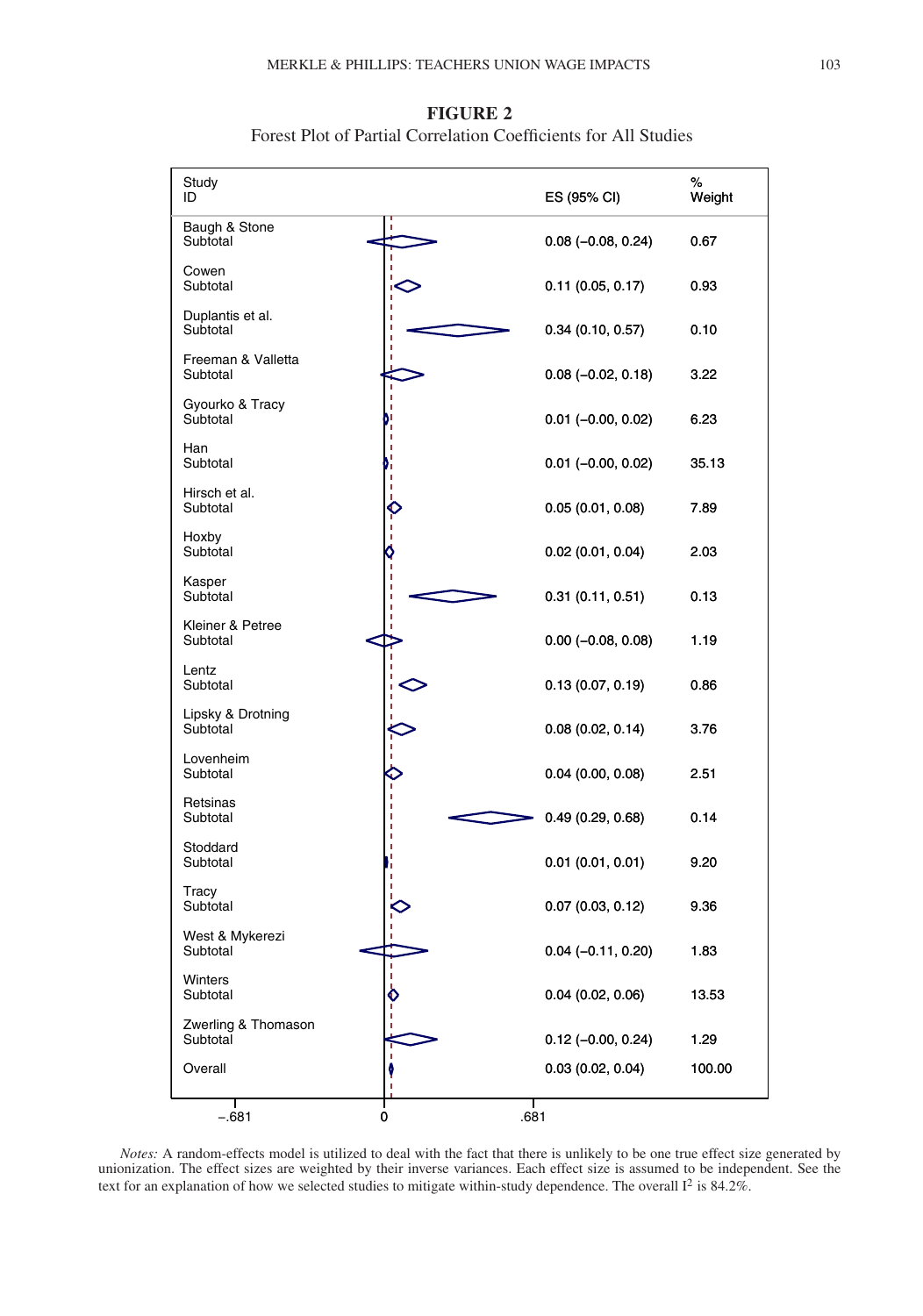**FIGURE 2**

Forest Plot of Partial Correlation Coefficients for All Studies

| Study ID | ES (95% CI) | % Weight |
|---|---|---|
| Baugh & Stone Subtotal | 0.08 (−0.08, 0.24) | 0.67 |
| Cowen Subtotal | 0.11 (0.05, 0.17) | 0.93 |
| Duplantis et al. Subtotal | 0.34 (0.10, 0.57) | 0.10 |
| Freeman & Valletta Subtotal | 0.08 (−0.02, 0.18) | 3.22 |
| Gyourko & Tracy Subtotal | 0.01 (−0.00, 0.02) | 6.23 |
| Han Subtotal | 0.01 (−0.00, 0.02) | 35.13 |
| Hirsch et al. Subtotal | 0.05 (0.01, 0.08) | 7.89 |
| Hoxby Subtotal | 0.02 (0.01, 0.04) | 2.03 |
| Kasper Subtotal | 0.31 (0.11, 0.51) | 0.13 |
| Kleiner & Petree Subtotal | 0.00 (−0.08, 0.08) | 1.19 |
| Lentz Subtotal | 0.13 (0.07, 0.19) | 0.86 |
| Lipsky & Drotning Subtotal | 0.08 (0.02, 0.14) | 3.76 |
| Lovenheim Subtotal | 0.04 (0.00, 0.08) | 2.51 |
| Retsinas Subtotal | 0.49 (0.29, 0.68) | 0.14 |
| Stoddard Subtotal | 0.01 (0.01, 0.01) | 9.20 |
| Tracy Subtotal | 0.07 (0.03, 0.12) | 9.36 |
| West & Mykerezi Subtotal | 0.04 (−0.11, 0.20) | 1.83 |
| Winters Subtotal | 0.04 (0.02, 0.06) | 13.53 |
| Zwerling & Thomason Subtotal | 0.12 (−0.00, 0.24) | 1.29 |
| Overall | 0.03 (0.02, 0.04) | 100.00 |

Axis: −.681, 0, .681

*Notes:* A random-effects model is utilized to deal with the fact that there is unlikely to be one true effect size generated by unionization. The effect sizes are weighted by their inverse variances. Each effect size is assumed to be independent. See the text for an explanation of how we selected studies to mitigate within-study dependence. The overall $I^2$ is 84.2%.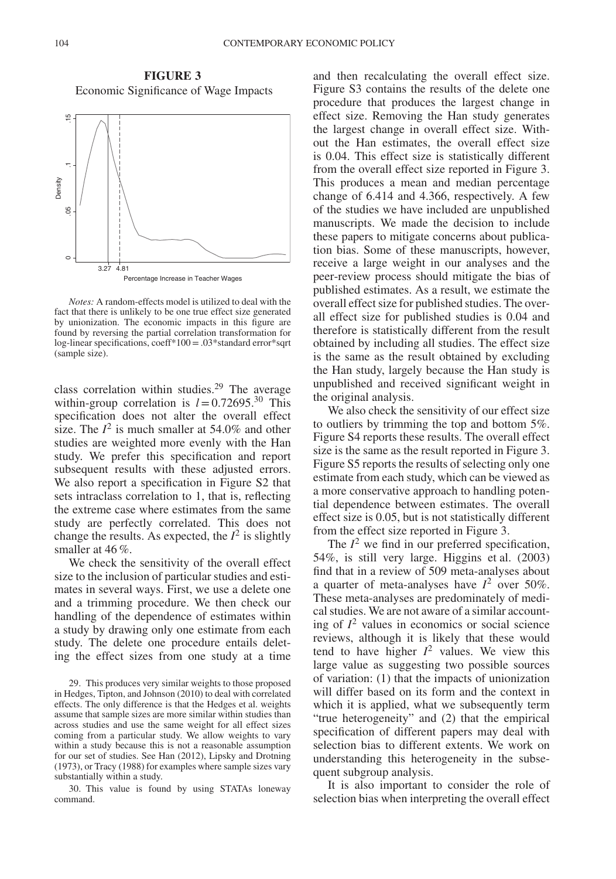**FIGURE 3**
Economic Significance of Wage Impacts

*Notes:* A random-effects model is utilized to deal with the fact that there is unlikely to be one true effect size generated by unionization. The economic impacts in this figure are found by reversing the partial correlation transformation for log-linear specifications, coeff*100 = .03*standard error*sqrt (sample size).

class correlation within studies.[29] The average within-group correlation is $l = 0.72695$.[30] This specification does not alter the overall effect size. The $I^2$ is much smaller at 54.0% and other studies are weighted more evenly with the Han study. We prefer this specification and report subsequent results with these adjusted errors. We also report a specification in Figure S2 that sets intraclass correlation to 1, that is, reflecting the extreme case where estimates from the same study are perfectly correlated. This does not change the results. As expected, the $I^2$ is slightly smaller at 46 %.

We check the sensitivity of the overall effect size to the inclusion of particular studies and estimates in several ways. First, we use a delete one and a trimming procedure. We then check our handling of the dependence of estimates within a study by drawing only one estimate from each study. The delete one procedure entails deleting the effect sizes from one study at a time and then recalculating the overall effect size. Figure S3 contains the results of the delete one procedure that produces the largest change in effect size. Removing the Han study generates the largest change in overall effect size. Without the Han estimates, the overall effect size is 0.04. This effect size is statistically different from the overall effect size reported in Figure 3. This produces a mean and median percentage change of 6.414 and 4.366, respectively. A few of the studies we have included are unpublished manuscripts. We made the decision to include these papers to mitigate concerns about publication bias. Some of these manuscripts, however, receive a large weight in our analyses and the peer-review process should mitigate the bias of published estimates. As a result, we estimate the overall effect size for published studies. The overall effect size for published studies is 0.04 and therefore is statistically different from the result obtained by including all studies. The effect size is the same as the result obtained by excluding the Han study, largely because the Han study is unpublished and received significant weight in the original analysis.

We also check the sensitivity of our effect size to outliers by trimming the top and bottom 5%. Figure S4 reports these results. The overall effect size is the same as the result reported in Figure 3. Figure S5 reports the results of selecting only one estimate from each study, which can be viewed as a more conservative approach to handling potential dependence between estimates. The overall effect size is 0.05, but is not statistically different from the effect size reported in Figure 3.

The $I^2$ we find in our preferred specification, 54%, is still very large. Higgins et al. (2003) find that in a review of 509 meta-analyses about a quarter of meta-analyses have $I^2$ over 50%. These meta-analyses are predominately of medical studies. We are not aware of a similar accounting of $I^2$ values in economics or social science reviews, although it is likely that these would tend to have higher $I^2$ values. We view this large value as suggesting two possible sources of variation: (1) that the impacts of unionization will differ based on its form and the context in which it is applied, what we subsequently term "true heterogeneity" and (2) that the empirical specification of different papers may deal with selection bias to different extents. We work on understanding this heterogeneity in the subsequent subgroup analysis.

It is also important to consider the role of selection bias when interpreting the overall effect

29. This produces very similar weights to those proposed in Hedges, Tipton, and Johnson (2010) to deal with correlated effects. The only difference is that the Hedges et al. weights assume that sample sizes are more similar within studies than across studies and use the same weight for all effect sizes coming from a particular study. We allow weights to vary within a study because this is not a reasonable assumption for our set of studies. See Han (2012), Lipsky and Drotning (1973), or Tracy (1988) for examples where sample sizes vary substantially within a study.

30. This value is found by using STATAs loneway command.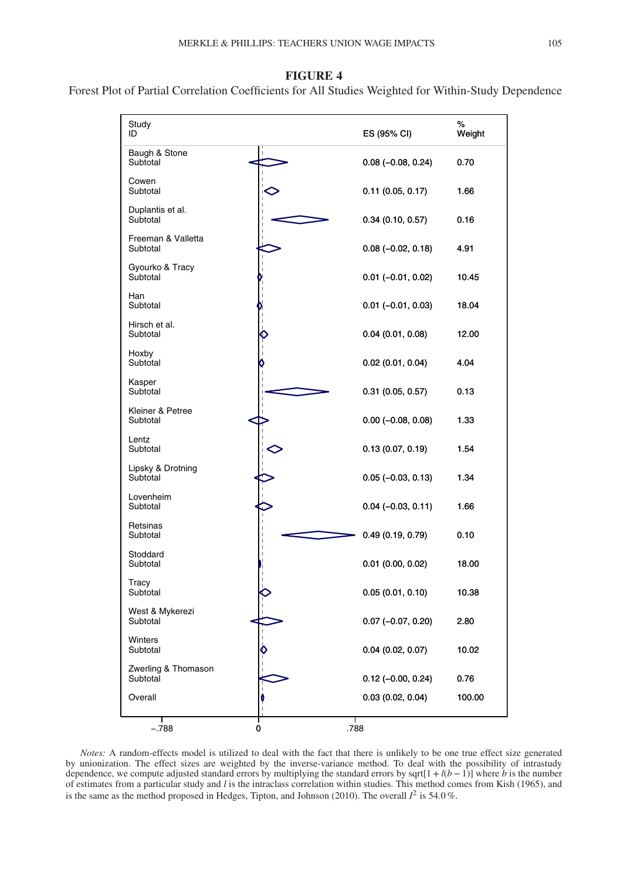**FIGURE 4**

Forest Plot of Partial Correlation Coefficients for All Studies Weighted for Within-Study Dependence

| Study ID | ES (95% CI) | % Weight |
|---|---|---|
| Baugh & Stone Subtotal | 0.08 (−0.08, 0.24) | 0.70 |
| Cowen Subtotal | 0.11 (0.05, 0.17) | 1.66 |
| Duplantis et al. Subtotal | 0.34 (0.10, 0.57) | 0.16 |
| Freeman & Valletta Subtotal | 0.08 (−0.02, 0.18) | 4.91 |
| Gyourko & Tracy Subtotal | 0.01 (−0.01, 0.02) | 10.45 |
| Han Subtotal | 0.01 (−0.01, 0.03) | 18.04 |
| Hirsch et al. Subtotal | 0.04 (0.01, 0.08) | 12.00 |
| Hoxby Subtotal | 0.02 (0.01, 0.04) | 4.04 |
| Kasper Subtotal | 0.31 (0.05, 0.57) | 0.13 |
| Kleiner & Petree Subtotal | 0.00 (−0.08, 0.08) | 1.33 |
| Lentz Subtotal | 0.13 (0.07, 0.19) | 1.54 |
| Lipsky & Drotning Subtotal | 0.05 (−0.03, 0.13) | 1.34 |
| Lovenheim Subtotal | 0.04 (−0.03, 0.11) | 1.66 |
| Retsinas Subtotal | 0.49 (0.19, 0.79) | 0.10 |
| Stoddard Subtotal | 0.01 (0.00, 0.02) | 18.00 |
| Tracy Subtotal | 0.05 (0.01, 0.10) | 10.38 |
| West & Mykerezi Subtotal | 0.07 (−0.07, 0.20) | 2.80 |
| Winters Subtotal | 0.04 (0.02, 0.07) | 10.02 |
| Zwerling & Thomason Subtotal | 0.12 (−0.00, 0.24) | 0.76 |
| Overall | 0.03 (0.02, 0.04) | 100.00 |

Axis: −.788, 0, .788

*Notes:* A random-effects model is utilized to deal with the fact that there is unlikely to be one true effect size generated by unionization. The effect sizes are weighted by the inverse-variance method. To deal with the possibility of intrastudy dependence, we compute adjusted standard errors by multiplying the standard errors by sqrt$[1 + I(b - 1)]$ where $b$ is the number of estimates from a particular study and $I$ is the intraclass correlation within studies. This method comes from Kish (1965), and is the same as the method proposed in Hedges, Tipton, and Johnson (2010). The overall $I^2$ is 54.0%.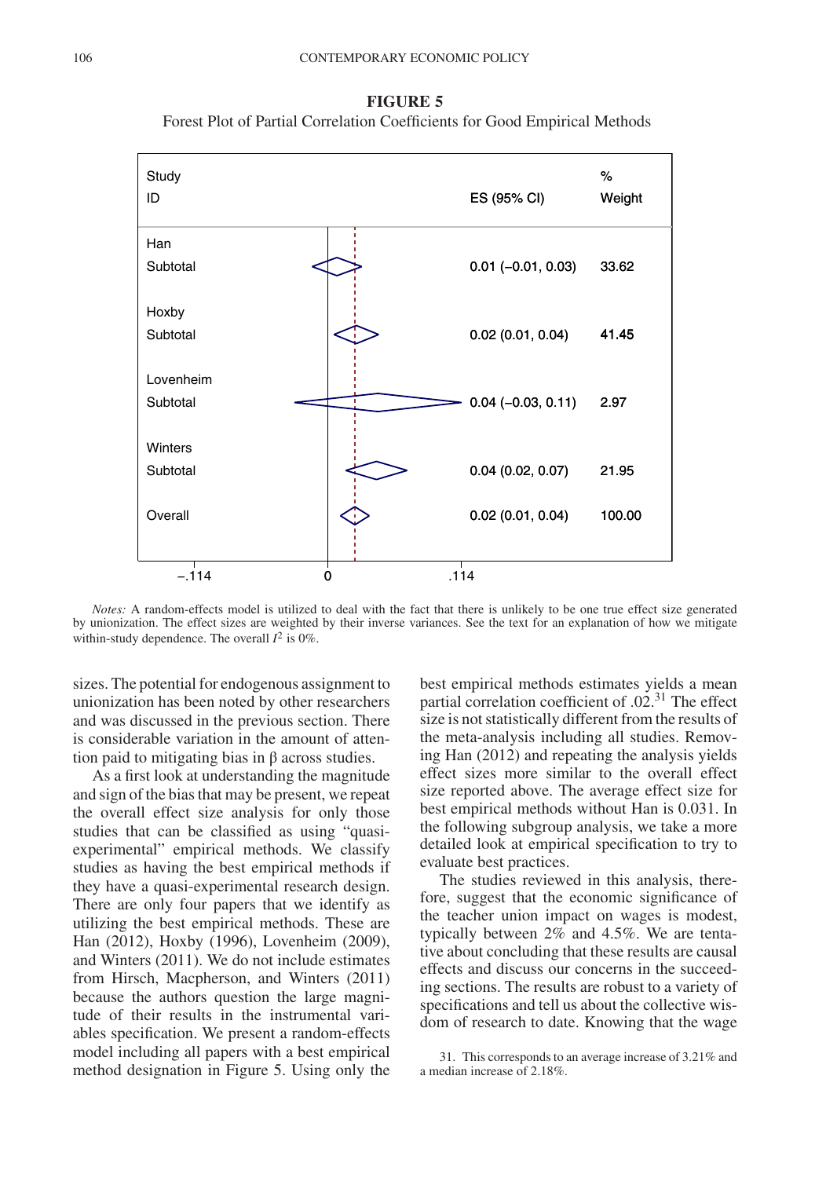**FIGURE 5**

Forest Plot of Partial Correlation Coefficients for Good Empirical Methods

| Study ID | ES (95% CI) | % Weight |
| --- | --- | --- |
| Han Subtotal | 0.01 (−0.01, 0.03) | 33.62 |
| Hoxby Subtotal | 0.02 (0.01, 0.04) | 41.45 |
| Lovenheim Subtotal | 0.04 (−0.03, 0.11) | 2.97 |
| Winters Subtotal | 0.04 (0.02, 0.07) | 21.95 |
| Overall | 0.02 (0.01, 0.04) | 100.00 |

*Notes:* A random-effects model is utilized to deal with the fact that there is unlikely to be one true effect size generated by unionization. The effect sizes are weighted by their inverse variances. See the text for an explanation of how we mitigate within-study dependence. The overall $I^2$ is 0%.

sizes. The potential for endogenous assignment to unionization has been noted by other researchers and was discussed in the previous section. There is considerable variation in the amount of attention paid to mitigating bias in β across studies.

As a first look at understanding the magnitude and sign of the bias that may be present, we repeat the overall effect size analysis for only those studies that can be classified as using "quasi-experimental" empirical methods. We classify studies as having the best empirical methods if they have a quasi-experimental research design. There are only four papers that we identify as utilizing the best empirical methods. These are Han (2012), Hoxby (1996), Lovenheim (2009), and Winters (2011). We do not include estimates from Hirsch, Macpherson, and Winters (2011) because the authors question the large magnitude of their results in the instrumental variables specification. We present a random-effects model including all papers with a best empirical method designation in Figure 5. Using only the best empirical methods estimates yields a mean partial correlation coefficient of .02.[31] The effect size is not statistically different from the results of the meta-analysis including all studies. Removing Han (2012) and repeating the analysis yields effect sizes more similar to the overall effect size reported above. The average effect size for best empirical methods without Han is 0.031. In the following subgroup analysis, we take a more detailed look at empirical specification to try to evaluate best practices.

The studies reviewed in this analysis, therefore, suggest that the economic significance of the teacher union impact on wages is modest, typically between 2% and 4.5%. We are tentative about concluding that these results are causal effects and discuss our concerns in the succeeding sections. The results are robust to a variety of specifications and tell us about the collective wisdom of research to date. Knowing that the wage

31. This corresponds to an average increase of 3.21% and a median increase of 2.18%.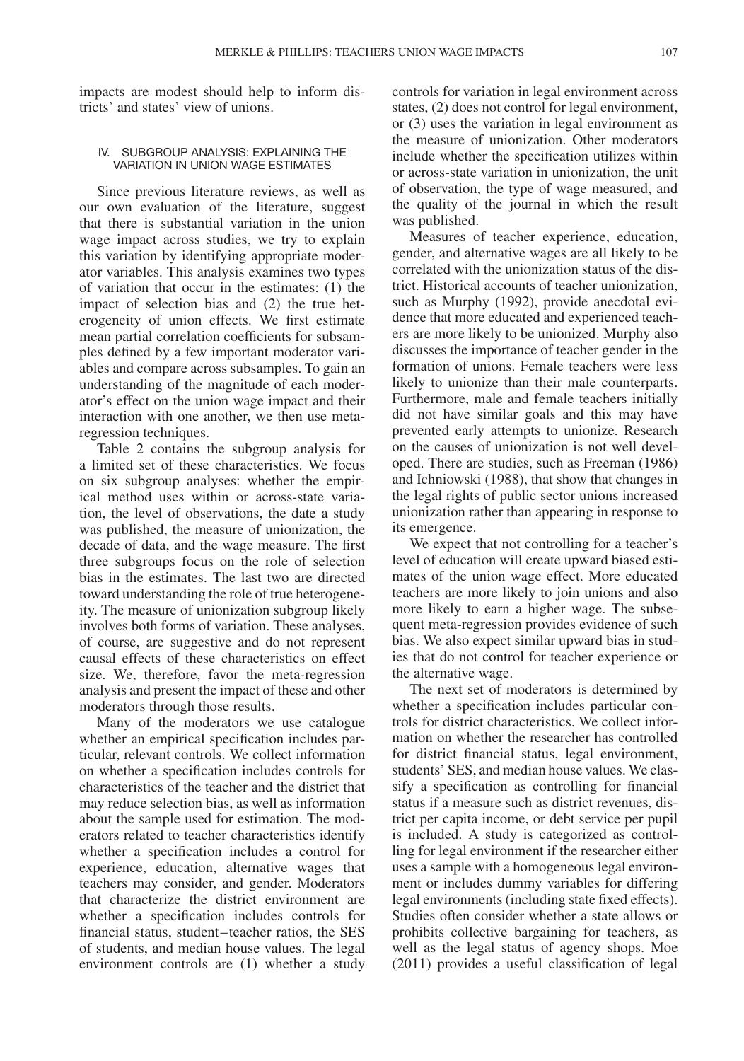impacts are modest should help to inform districts' and states' view of unions.

## IV. SUBGROUP ANALYSIS: EXPLAINING THE VARIATION IN UNION WAGE ESTIMATES

Since previous literature reviews, as well as our own evaluation of the literature, suggest that there is substantial variation in the union wage impact across studies, we try to explain this variation by identifying appropriate moderator variables. This analysis examines two types of variation that occur in the estimates: (1) the impact of selection bias and (2) the true heterogeneity of union effects. We first estimate mean partial correlation coefficients for subsamples defined by a few important moderator variables and compare across subsamples. To gain an understanding of the magnitude of each moderator's effect on the union wage impact and their interaction with one another, we then use meta-regression techniques.

Table 2 contains the subgroup analysis for a limited set of these characteristics. We focus on six subgroup analyses: whether the empirical method uses within or across-state variation, the level of observations, the date a study was published, the measure of unionization, the decade of data, and the wage measure. The first three subgroups focus on the role of selection bias in the estimates. The last two are directed toward understanding the role of true heterogeneity. The measure of unionization subgroup likely involves both forms of variation. These analyses, of course, are suggestive and do not represent causal effects of these characteristics on effect size. We, therefore, favor the meta-regression analysis and present the impact of these and other moderators through those results.

Many of the moderators we use catalogue whether an empirical specification includes particular, relevant controls. We collect information on whether a specification includes controls for characteristics of the teacher and the district that may reduce selection bias, as well as information about the sample used for estimation. The moderators related to teacher characteristics identify whether a specification includes a control for experience, education, alternative wages that teachers may consider, and gender. Moderators that characterize the district environment are whether a specification includes controls for financial status, student–teacher ratios, the SES of students, and median house values. The legal environment controls are (1) whether a study controls for variation in legal environment across states, (2) does not control for legal environment, or (3) uses the variation in legal environment as the measure of unionization. Other moderators include whether the specification utilizes within or across-state variation in unionization, the unit of observation, the type of wage measured, and the quality of the journal in which the result was published.

Measures of teacher experience, education, gender, and alternative wages are all likely to be correlated with the unionization status of the district. Historical accounts of teacher unionization, such as Murphy (1992), provide anecdotal evidence that more educated and experienced teachers are more likely to be unionized. Murphy also discusses the importance of teacher gender in the formation of unions. Female teachers were less likely to unionize than their male counterparts. Furthermore, male and female teachers initially did not have similar goals and this may have prevented early attempts to unionize. Research on the causes of unionization is not well developed. There are studies, such as Freeman (1986) and Ichniowski (1988), that show that changes in the legal rights of public sector unions increased unionization rather than appearing in response to its emergence.

We expect that not controlling for a teacher's level of education will create upward biased estimates of the union wage effect. More educated teachers are more likely to join unions and also more likely to earn a higher wage. The subsequent meta-regression provides evidence of such bias. We also expect similar upward bias in studies that do not control for teacher experience or the alternative wage.

The next set of moderators is determined by whether a specification includes particular controls for district characteristics. We collect information on whether the researcher has controlled for district financial status, legal environment, students' SES, and median house values. We classify a specification as controlling for financial status if a measure such as district revenues, district per capita income, or debt service per pupil is included. A study is categorized as controlling for legal environment if the researcher either uses a sample with a homogeneous legal environment or includes dummy variables for differing legal environments (including state fixed effects). Studies often consider whether a state allows or prohibits collective bargaining for teachers, as well as the legal status of agency shops. Moe (2011) provides a useful classification of legal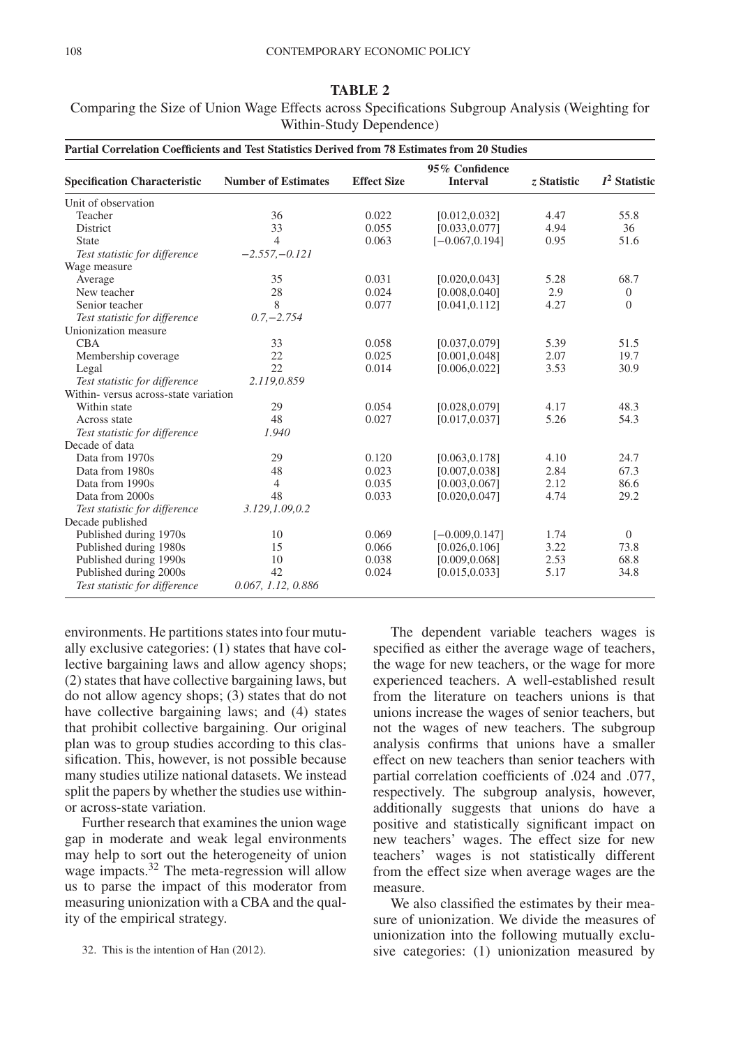**TABLE 2**

Comparing the Size of Union Wage Effects across Specifications Subgroup Analysis (Weighting for Within-Study Dependence)

| Partial Correlation Coefficients and Test Statistics Derived from 78 Estimates from 20 Studies | | | | | |
|---|---|---|---|---|---|
| **Specification Characteristic** | **Number of Estimates** | **Effect Size** | **95% Confidence Interval** | ***z* Statistic** | **$I^2$ Statistic** |
| Unit of observation | | | | | |
| Teacher | 36 | 0.022 | [0.012,0.032] | 4.47 | 55.8 |
| District | 33 | 0.055 | [0.033,0.077] | 4.94 | 36 |
| State | 4 | 0.063 | [−0.067,0.194] | 0.95 | 51.6 |
| *Test statistic for difference* | *−2.557,−0.121* | | | | |
| Wage measure | | | | | |
| Average | 35 | 0.031 | [0.020,0.043] | 5.28 | 68.7 |
| New teacher | 28 | 0.024 | [0.008,0.040] | 2.9 | 0 |
| Senior teacher | 8 | 0.077 | [0.041,0.112] | 4.27 | 0 |
| *Test statistic for difference* | *0.7,−2.754* | | | | |
| Unionization measure | | | | | |
| CBA | 33 | 0.058 | [0.037,0.079] | 5.39 | 51.5 |
| Membership coverage | 22 | 0.025 | [0.001,0.048] | 2.07 | 19.7 |
| Legal | 22 | 0.014 | [0.006,0.022] | 3.53 | 30.9 |
| *Test statistic for difference* | *2.119,0.859* | | | | |
| Within- versus across-state variation | | | | | |
| Within state | 29 | 0.054 | [0.028,0.079] | 4.17 | 48.3 |
| Across state | 48 | 0.027 | [0.017,0.037] | 5.26 | 54.3 |
| *Test statistic for difference* | *1.940* | | | | |
| Decade of data | | | | | |
| Data from 1970s | 29 | 0.120 | [0.063,0.178] | 4.10 | 24.7 |
| Data from 1980s | 48 | 0.023 | [0.007,0.038] | 2.84 | 67.3 |
| Data from 1990s | 4 | 0.035 | [0.003,0.067] | 2.12 | 86.6 |
| Data from 2000s | 48 | 0.033 | [0.020,0.047] | 4.74 | 29.2 |
| *Test statistic for difference* | *3.129,1.09,0.2* | | | | |
| Decade published | | | | | |
| Published during 1970s | 10 | 0.069 | [−0.009,0.147] | 1.74 | 0 |
| Published during 1980s | 15 | 0.066 | [0.026,0.106] | 3.22 | 73.8 |
| Published during 1990s | 10 | 0.038 | [0.009,0.068] | 2.53 | 68.8 |
| Published during 2000s | 42 | 0.024 | [0.015,0.033] | 5.17 | 34.8 |
| *Test statistic for difference* | *0.067, 1.12, 0.886* | | | | |

environments. He partitions states into four mutually exclusive categories: (1) states that have collective bargaining laws and allow agency shops; (2) states that have collective bargaining laws, but do not allow agency shops; (3) states that do not have collective bargaining laws; and (4) states that prohibit collective bargaining. Our original plan was to group studies according to this classification. This, however, is not possible because many studies utilize national datasets. We instead split the papers by whether the studies use within- or across-state variation.

Further research that examines the union wage gap in moderate and weak legal environments may help to sort out the heterogeneity of union wage impacts.[32] The meta-regression will allow us to parse the impact of this moderator from measuring unionization with a CBA and the quality of the empirical strategy.

32. This is the intention of Han (2012).

The dependent variable teachers wages is specified as either the average wage of teachers, the wage for new teachers, or the wage for more experienced teachers. A well-established result from the literature on teachers unions is that unions increase the wages of senior teachers, but not the wages of new teachers. The subgroup analysis confirms that unions have a smaller effect on new teachers than senior teachers with partial correlation coefficients of .024 and .077, respectively. The subgroup analysis, however, additionally suggests that unions do have a positive and statistically significant impact on new teachers' wages. The effect size for new teachers' wages is not statistically different from the effect size when average wages are the measure.

We also classified the estimates by their measure of unionization. We divide the measures of unionization into the following mutually exclusive categories: (1) unionization measured by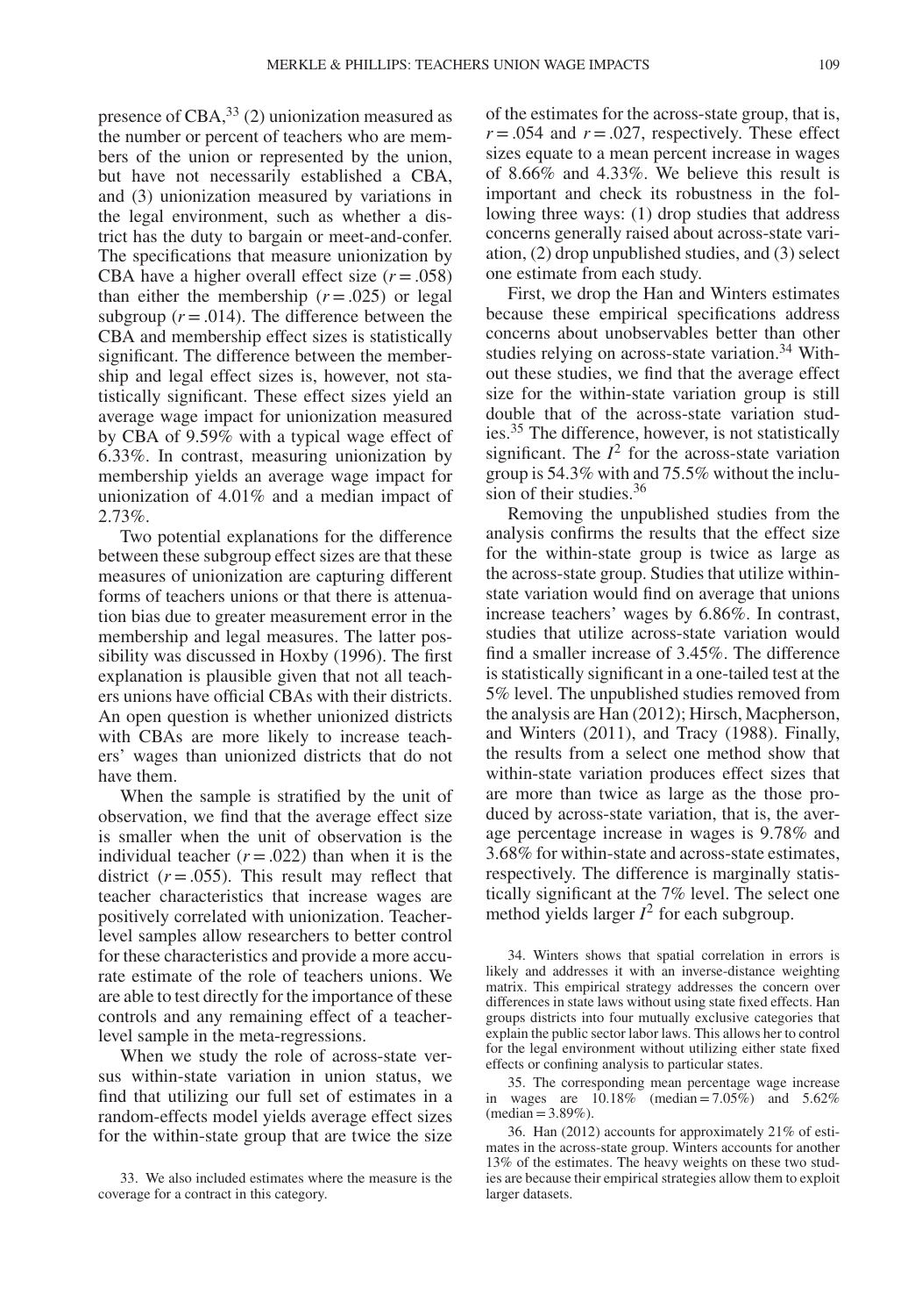presence of CBA,[33] (2) unionization measured as the number or percent of teachers who are members of the union or represented by the union, but have not necessarily established a CBA, and (3) unionization measured by variations in the legal environment, such as whether a district has the duty to bargain or meet-and-confer. The specifications that measure unionization by CBA have a higher overall effect size ($r = .058$) than either the membership ($r = .025$) or legal subgroup ($r = .014$). The difference between the CBA and membership effect sizes is statistically significant. The difference between the membership and legal effect sizes is, however, not statistically significant. These effect sizes yield an average wage impact for unionization measured by CBA of 9.59% with a typical wage effect of 6.33%. In contrast, measuring unionization by membership yields an average wage impact for unionization of 4.01% and a median impact of 2.73%.

Two potential explanations for the difference between these subgroup effect sizes are that these measures of unionization are capturing different forms of teachers unions or that there is attenuation bias due to greater measurement error in the membership and legal measures. The latter possibility was discussed in Hoxby (1996). The first explanation is plausible given that not all teachers unions have official CBAs with their districts. An open question is whether unionized districts with CBAs are more likely to increase teachers' wages than unionized districts that do not have them.

When the sample is stratified by the unit of observation, we find that the average effect size is smaller when the unit of observation is the individual teacher ($r = .022$) than when it is the district ($r = .055$). This result may reflect that teacher characteristics that increase wages are positively correlated with unionization. Teacher-level samples allow researchers to better control for these characteristics and provide a more accurate estimate of the role of teachers unions. We are able to test directly for the importance of these controls and any remaining effect of a teacher-level sample in the meta-regressions.

When we study the role of across-state versus within-state variation in union status, we find that utilizing our full set of estimates in a random-effects model yields average effect sizes for the within-state group that are twice the size of the estimates for the across-state group, that is, $r = .054$ and $r = .027$, respectively. These effect sizes equate to a mean percent increase in wages of 8.66% and 4.33%. We believe this result is important and check its robustness in the following three ways: (1) drop studies that address concerns generally raised about across-state variation, (2) drop unpublished studies, and (3) select one estimate from each study.

First, we drop the Han and Winters estimates because these empirical specifications address concerns about unobservables better than other studies relying on across-state variation.[34] Without these studies, we find that the average effect size for the within-state variation group is still double that of the across-state variation studies.[35] The difference, however, is not statistically significant. The $I^2$ for the across-state variation group is 54.3% with and 75.5% without the inclusion of their studies.[36]

Removing the unpublished studies from the analysis confirms the results that the effect size for the within-state group is twice as large as the across-state group. Studies that utilize within-state variation would find on average that unions increase teachers' wages by 6.86%. In contrast, studies that utilize across-state variation would find a smaller increase of 3.45%. The difference is statistically significant in a one-tailed test at the 5% level. The unpublished studies removed from the analysis are Han (2012); Hirsch, Macpherson, and Winters (2011), and Tracy (1988). Finally, the results from a select one method show that within-state variation produces effect sizes that are more than twice as large as the those produced by across-state variation, that is, the average percentage increase in wages is 9.78% and 3.68% for within-state and across-state estimates, respectively. The difference is marginally statistically significant at the 7% level. The select one method yields larger $I^2$ for each subgroup.

33. We also included estimates where the measure is the coverage for a contract in this category.

34. Winters shows that spatial correlation in errors is likely and addresses it with an inverse-distance weighting matrix. This empirical strategy addresses the concern over differences in state laws without using state fixed effects. Han groups districts into four mutually exclusive categories that explain the public sector labor laws. This allows her to control for the legal environment without utilizing either state fixed effects or confining analysis to particular states.

35. The corresponding mean percentage wage increase in wages are 10.18% (median = 7.05%) and 5.62% (median = 3.89%).

36. Han (2012) accounts for approximately 21% of estimates in the across-state group. Winters accounts for another 13% of the estimates. The heavy weights on these two studies are because their empirical strategies allow them to exploit larger datasets.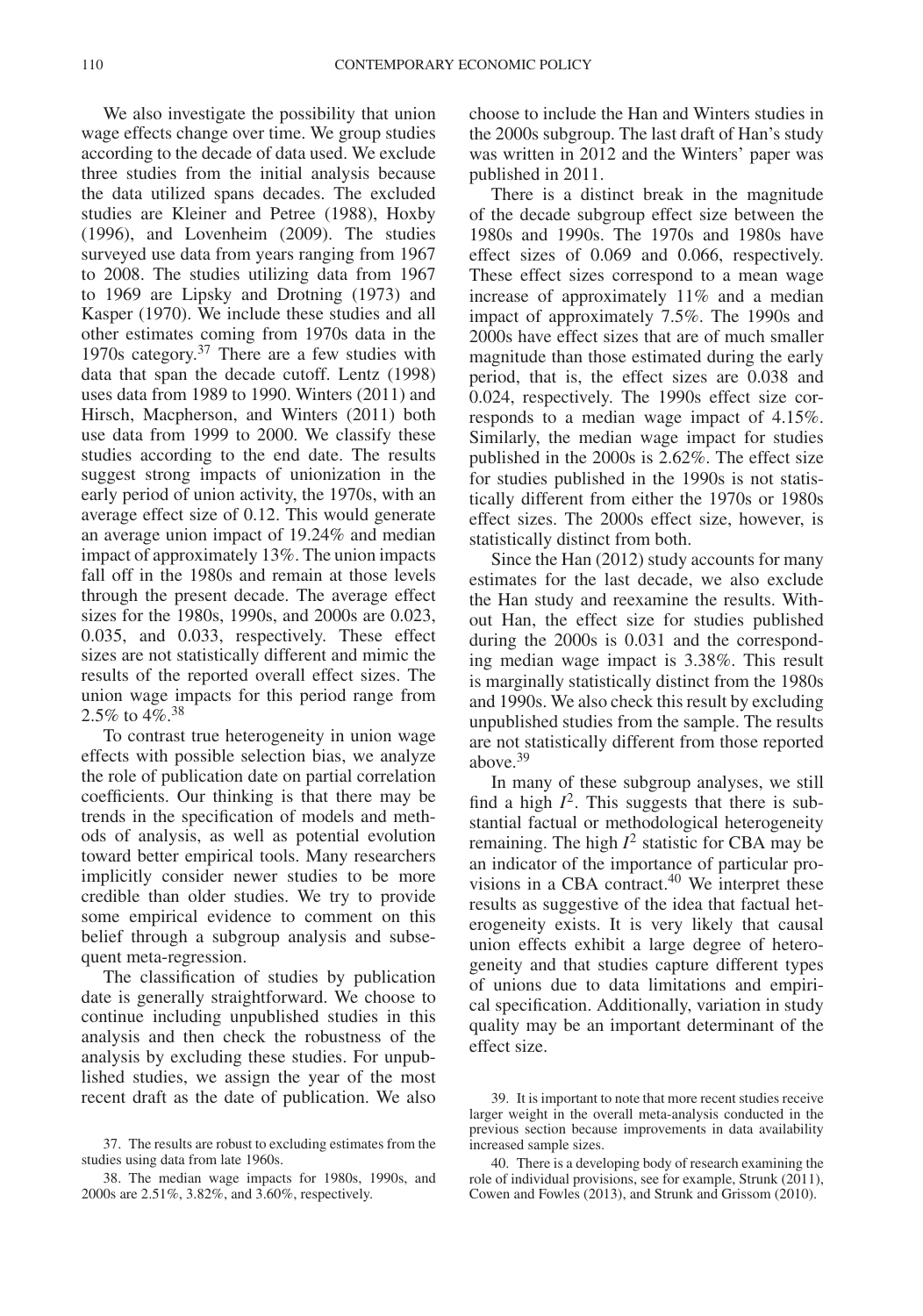We also investigate the possibility that union wage effects change over time. We group studies according to the decade of data used. We exclude three studies from the initial analysis because the data utilized spans decades. The excluded studies are Kleiner and Petree (1988), Hoxby (1996), and Lovenheim (2009). The studies surveyed use data from years ranging from 1967 to 2008. The studies utilizing data from 1967 to 1969 are Lipsky and Drotning (1973) and Kasper (1970). We include these studies and all other estimates coming from 1970s data in the 1970s category.[37] There are a few studies with data that span the decade cutoff. Lentz (1998) uses data from 1989 to 1990. Winters (2011) and Hirsch, Macpherson, and Winters (2011) both use data from 1999 to 2000. We classify these studies according to the end date. The results suggest strong impacts of unionization in the early period of union activity, the 1970s, with an average effect size of 0.12. This would generate an average union impact of 19.24% and median impact of approximately 13%. The union impacts fall off in the 1980s and remain at those levels through the present decade. The average effect sizes for the 1980s, 1990s, and 2000s are 0.023, 0.035, and 0.033, respectively. These effect sizes are not statistically different and mimic the results of the reported overall effect sizes. The union wage impacts for this period range from 2.5% to 4%.[38]

To contrast true heterogeneity in union wage effects with possible selection bias, we analyze the role of publication date on partial correlation coefficients. Our thinking is that there may be trends in the specification of models and methods of analysis, as well as potential evolution toward better empirical tools. Many researchers implicitly consider newer studies to be more credible than older studies. We try to provide some empirical evidence to comment on this belief through a subgroup analysis and subsequent meta-regression.

The classification of studies by publication date is generally straightforward. We choose to continue including unpublished studies in this analysis and then check the robustness of the analysis by excluding these studies. For unpublished studies, we assign the year of the most recent draft as the date of publication. We also choose to include the Han and Winters studies in the 2000s subgroup. The last draft of Han's study was written in 2012 and the Winters' paper was published in 2011.

There is a distinct break in the magnitude of the decade subgroup effect size between the 1980s and 1990s. The 1970s and 1980s have effect sizes of 0.069 and 0.066, respectively. These effect sizes correspond to a mean wage increase of approximately 11% and a median impact of approximately 7.5%. The 1990s and 2000s have effect sizes that are of much smaller magnitude than those estimated during the early period, that is, the effect sizes are 0.038 and 0.024, respectively. The 1990s effect size corresponds to a median wage impact of 4.15%. Similarly, the median wage impact for studies published in the 2000s is 2.62%. The effect size for studies published in the 1990s is not statistically different from either the 1970s or 1980s effect sizes. The 2000s effect size, however, is statistically distinct from both.

Since the Han (2012) study accounts for many estimates for the last decade, we also exclude the Han study and reexamine the results. Without Han, the effect size for studies published during the 2000s is 0.031 and the corresponding median wage impact is 3.38%. This result is marginally statistically distinct from the 1980s and 1990s. We also check this result by excluding unpublished studies from the sample. The results are not statistically different from those reported above.[39]

In many of these subgroup analyses, we still find a high $I^2$. This suggests that there is substantial factual or methodological heterogeneity remaining. The high $I^2$ statistic for CBA may be an indicator of the importance of particular provisions in a CBA contract.[40] We interpret these results as suggestive of the idea that factual heterogeneity exists. It is very likely that causal union effects exhibit a large degree of heterogeneity and that studies capture different types of unions due to data limitations and empirical specification. Additionally, variation in study quality may be an important determinant of the effect size.

37. The results are robust to excluding estimates from the studies using data from late 1960s.

38. The median wage impacts for 1980s, 1990s, and 2000s are 2.51%, 3.82%, and 3.60%, respectively.

39. It is important to note that more recent studies receive larger weight in the overall meta-analysis conducted in the previous section because improvements in data availability increased sample sizes.

40. There is a developing body of research examining the role of individual provisions, see for example, Strunk (2011), Cowen and Fowles (2013), and Strunk and Grissom (2010).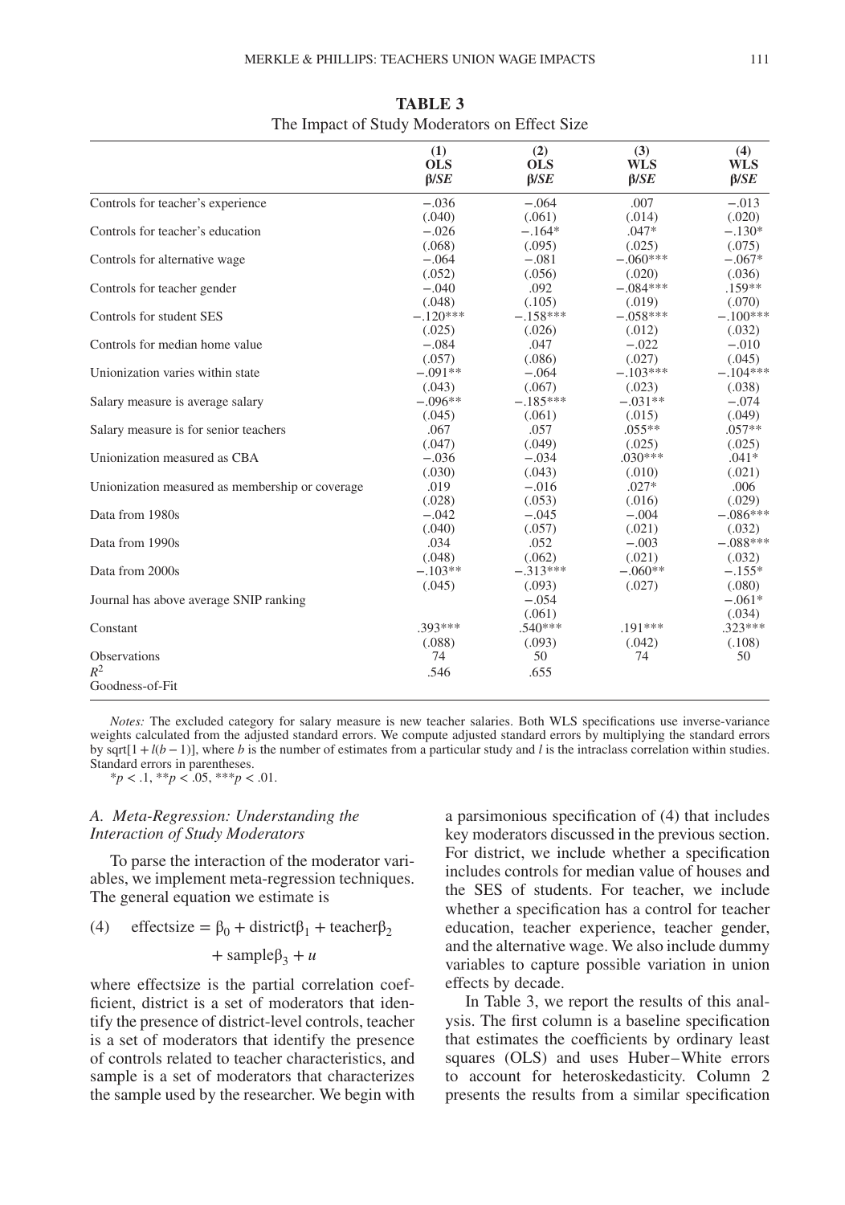**TABLE 3**
The Impact of Study Moderators on Effect Size

| | (1) OLS β/SE | (2) OLS β/SE | (3) WLS β/SE | (4) WLS β/SE |
|---|---|---|---|---|
| Controls for teacher's experience | −.036 | −.064 | .007 | −.013 |
| | (.040) | (.061) | (.014) | (.020) |
| Controls for teacher's education | −.026 | −.164* | .047* | −.130* |
| | (.068) | (.095) | (.025) | (.075) |
| Controls for alternative wage | −.064 | −.081 | −.060*** | −.067* |
| | (.052) | (.056) | (.020) | (.036) |
| Controls for teacher gender | −.040 | .092 | −.084*** | .159** |
| | (.048) | (.105) | (.019) | (.070) |
| Controls for student SES | −.120*** | −.158*** | −.058*** | −.100*** |
| | (.025) | (.026) | (.012) | (.032) |
| Controls for median home value | −.084 | .047 | −.022 | −.010 |
| | (.057) | (.086) | (.027) | (.045) |
| Unionization varies within state | −.091** | −.064 | −.103*** | −.104*** |
| | (.043) | (.067) | (.023) | (.038) |
| Salary measure is average salary | −.096** | −.185*** | −.031** | −.074 |
| | (.045) | (.061) | (.015) | (.049) |
| Salary measure is for senior teachers | .067 | .057 | .055** | .057** |
| | (.047) | (.049) | (.025) | (.025) |
| Unionization measured as CBA | −.036 | −.034 | .030*** | .041* |
| | (.030) | (.043) | (.010) | (.021) |
| Unionization measured as membership or coverage | .019 | −.016 | .027* | .006 |
| | (.028) | (.053) | (.016) | (.029) |
| Data from 1980s | −.042 | −.045 | −.004 | −.086*** |
| | (.040) | (.057) | (.021) | (.032) |
| Data from 1990s | .034 | .052 | −.003 | −.088*** |
| | (.048) | (.062) | (.021) | (.032) |
| Data from 2000s | −.103** | −.313*** | −.060** | −.155* |
| | (.045) | (.093) | (.027) | (.080) |
| Journal has above average SNIP ranking | | −.054 | | −.061* |
| | | (.061) | | (.034) |
| Constant | .393*** | .540*** | .191*** | .323*** |
| | (.088) | (.093) | (.042) | (.108) |
| Observations | 74 | 50 | 74 | 50 |
| $R^2$ | .546 | .655 | | |
| Goodness-of-Fit | | | | |

*Notes:* The excluded category for salary measure is new teacher salaries. Both WLS specifications use inverse-variance weights calculated from the adjusted standard errors. We compute adjusted standard errors by multiplying the standard errors by sqrt$[1 + l(b - 1)]$, where $b$ is the number of estimates from a particular study and $l$ is the intraclass correlation within studies. Standard errors in parentheses.
$^{*}p < .1$, $^{**}p < .05$, $^{***}p < .01$.

### *A. Meta-Regression: Understanding the Interaction of Study Moderators*

To parse the interaction of the moderator variables, we implement meta-regression techniques. The general equation we estimate is

$$\text{(4)}\quad \text{effectsize} = \beta_0 + \text{district}\beta_1 + \text{teacher}\beta_2 + \text{sample}\beta_3 + u$$

where effectsize is the partial correlation coefficient, district is a set of moderators that identify the presence of district-level controls, teacher is a set of moderators that identify the presence of controls related to teacher characteristics, and sample is a set of moderators that characterizes the sample used by the researcher. We begin with a parsimonious specification of (4) that includes key moderators discussed in the previous section. For district, we include whether a specification includes controls for median value of houses and the SES of students. For teacher, we include whether a specification has a control for teacher education, teacher experience, teacher gender, and the alternative wage. We also include dummy variables to capture possible variation in union effects by decade.

In Table 3, we report the results of this analysis. The first column is a baseline specification that estimates the coefficients by ordinary least squares (OLS) and uses Huber–White errors to account for heteroskedasticity. Column 2 presents the results from a similar specification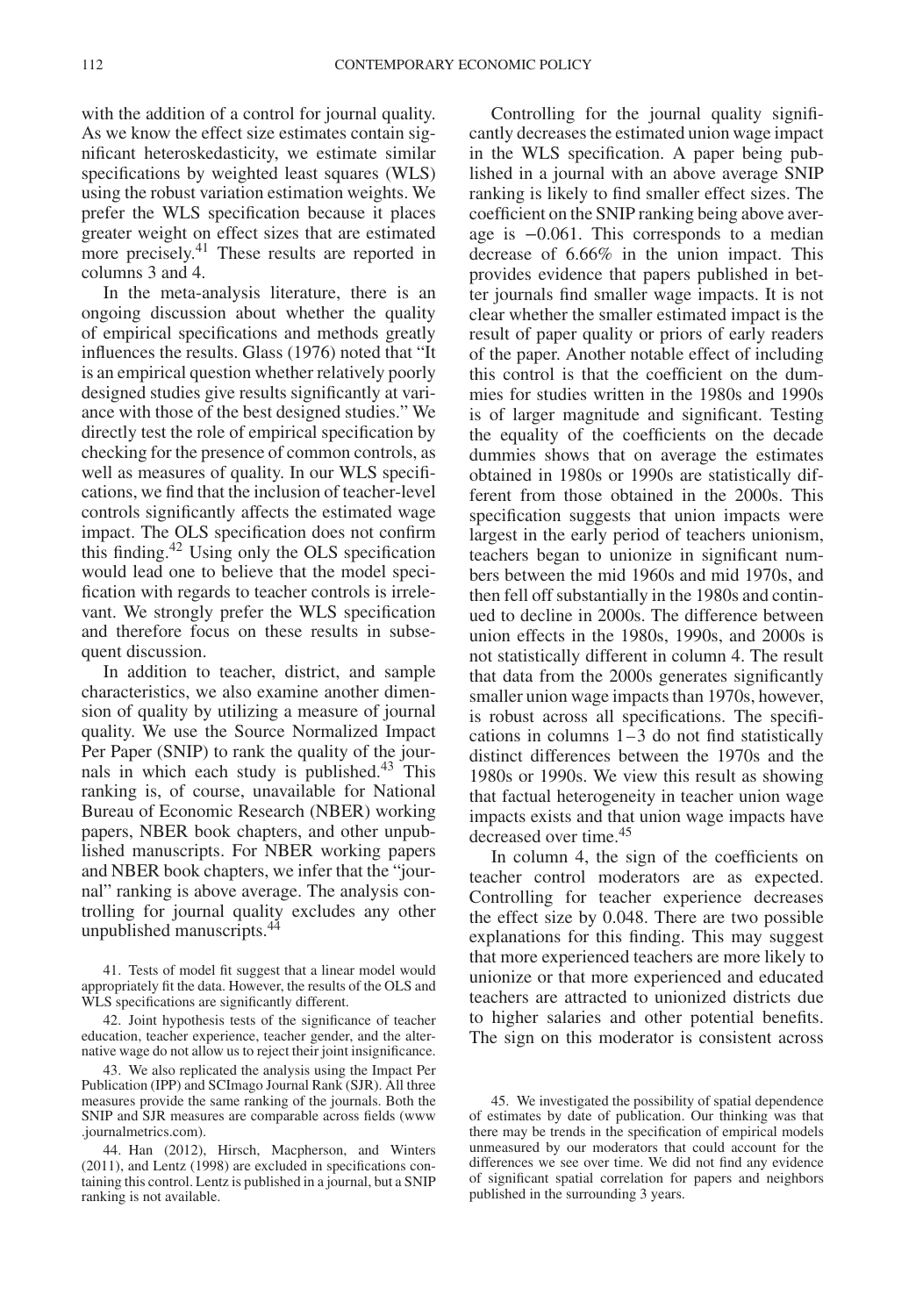with the addition of a control for journal quality. As we know the effect size estimates contain significant heteroskedasticity, we estimate similar specifications by weighted least squares (WLS) using the robust variation estimation weights. We prefer the WLS specification because it places greater weight on effect sizes that are estimated more precisely.[41] These results are reported in columns 3 and 4.

In the meta-analysis literature, there is an ongoing discussion about whether the quality of empirical specifications and methods greatly influences the results. Glass (1976) noted that "It is an empirical question whether relatively poorly designed studies give results significantly at variance with those of the best designed studies." We directly test the role of empirical specification by checking for the presence of common controls, as well as measures of quality. In our WLS specifications, we find that the inclusion of teacher-level controls significantly affects the estimated wage impact. The OLS specification does not confirm this finding.[42] Using only the OLS specification would lead one to believe that the model specification with regards to teacher controls is irrelevant. We strongly prefer the WLS specification and therefore focus on these results in subsequent discussion.

In addition to teacher, district, and sample characteristics, we also examine another dimension of quality by utilizing a measure of journal quality. We use the Source Normalized Impact Per Paper (SNIP) to rank the quality of the journals in which each study is published.[43] This ranking is, of course, unavailable for National Bureau of Economic Research (NBER) working papers, NBER book chapters, and other unpublished manuscripts. For NBER working papers and NBER book chapters, we infer that the "journal" ranking is above average. The analysis controlling for journal quality excludes any other unpublished manuscripts.[44]

Controlling for the journal quality significantly decreases the estimated union wage impact in the WLS specification. A paper being published in a journal with an above average SNIP ranking is likely to find smaller effect sizes. The coefficient on the SNIP ranking being above average is −0.061. This corresponds to a median decrease of 6.66% in the union impact. This provides evidence that papers published in better journals find smaller wage impacts. It is not clear whether the smaller estimated impact is the result of paper quality or priors of early readers of the paper. Another notable effect of including this control is that the coefficient on the dummies for studies written in the 1980s and 1990s is of larger magnitude and significant. Testing the equality of the coefficients on the decade dummies shows that on average the estimates obtained in 1980s or 1990s are statistically different from those obtained in the 2000s. This specification suggests that union impacts were largest in the early period of teachers unionism, teachers began to unionize in significant numbers between the mid 1960s and mid 1970s, and then fell off substantially in the 1980s and continued to decline in 2000s. The difference between union effects in the 1980s, 1990s, and 2000s is not statistically different in column 4. The result that data from the 2000s generates significantly smaller union wage impacts than 1970s, however, is robust across all specifications. The specifications in columns 1–3 do not find statistically distinct differences between the 1970s and the 1980s or 1990s. We view this result as showing that factual heterogeneity in teacher union wage impacts exists and that union wage impacts have decreased over time.[45]

In column 4, the sign of the coefficients on teacher control moderators are as expected. Controlling for teacher experience decreases the effect size by 0.048. There are two possible explanations for this finding. This may suggest that more experienced teachers are more likely to unionize or that more experienced and educated teachers are attracted to unionized districts due to higher salaries and other potential benefits. The sign on this moderator is consistent across

41. Tests of model fit suggest that a linear model would appropriately fit the data. However, the results of the OLS and WLS specifications are significantly different.

42. Joint hypothesis tests of the significance of teacher education, teacher experience, teacher gender, and the alternative wage do not allow us to reject their joint insignificance.

43. We also replicated the analysis using the Impact Per Publication (IPP) and SCImago Journal Rank (SJR). All three measures provide the same ranking of the journals. Both the SNIP and SJR measures are comparable across fields (www.journalmetrics.com).

44. Han (2012), Hirsch, Macpherson, and Winters (2011), and Lentz (1998) are excluded in specifications containing this control. Lentz is published in a journal, but a SNIP ranking is not available.

45. We investigated the possibility of spatial dependence of estimates by date of publication. Our thinking was that there may be trends in the specification of empirical models unmeasured by our moderators that could account for the differences we see over time. We did not find any evidence of significant spatial correlation for papers and neighbors published in the surrounding 3 years.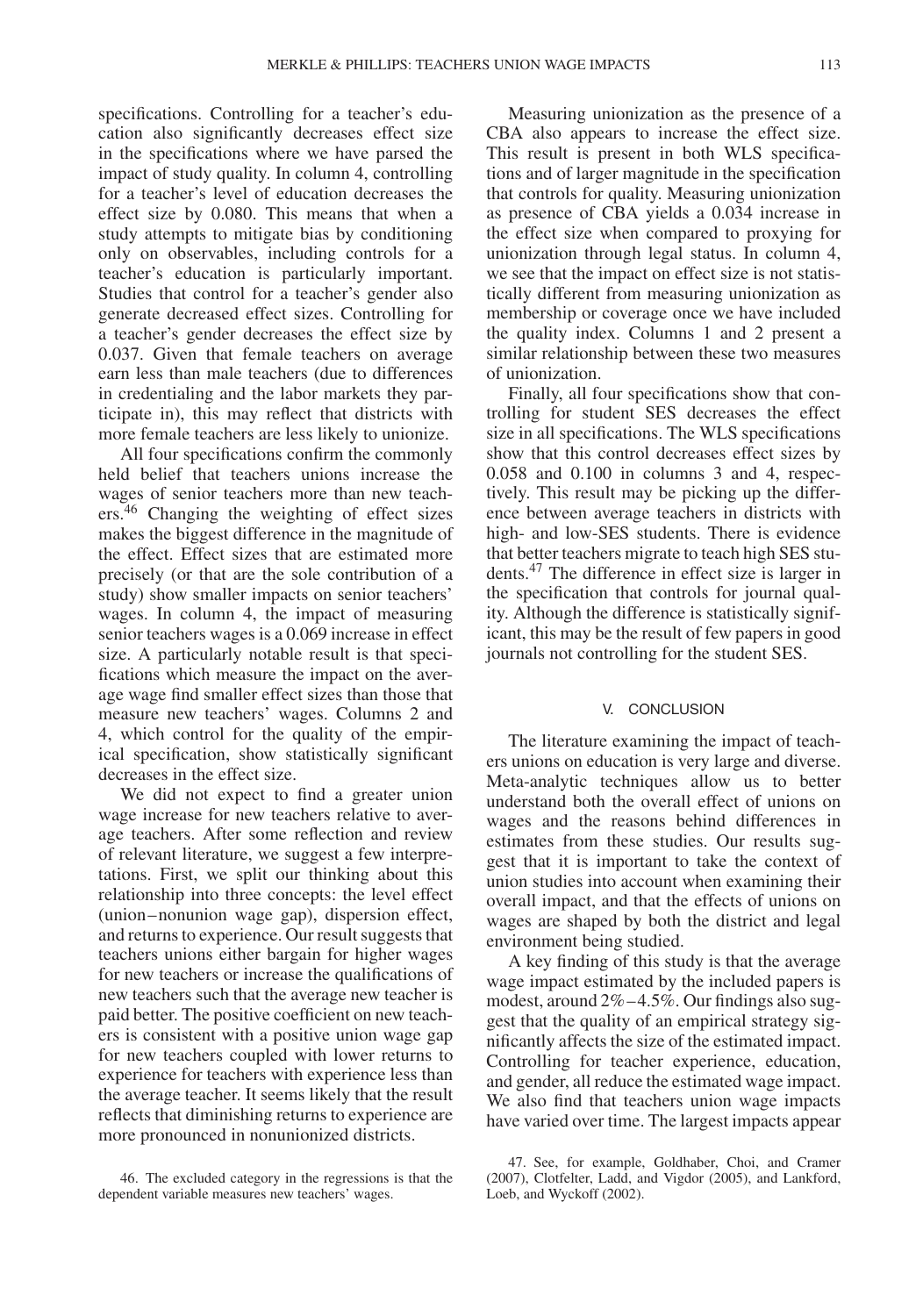specifications. Controlling for a teacher's education also significantly decreases effect size in the specifications where we have parsed the impact of study quality. In column 4, controlling for a teacher's level of education decreases the effect size by 0.080. This means that when a study attempts to mitigate bias by conditioning only on observables, including controls for a teacher's education is particularly important. Studies that control for a teacher's gender also generate decreased effect sizes. Controlling for a teacher's gender decreases the effect size by 0.037. Given that female teachers on average earn less than male teachers (due to differences in credentialing and the labor markets they participate in), this may reflect that districts with more female teachers are less likely to unionize.

All four specifications confirm the commonly held belief that teachers unions increase the wages of senior teachers more than new teachers.[46] Changing the weighting of effect sizes makes the biggest difference in the magnitude of the effect. Effect sizes that are estimated more precisely (or that are the sole contribution of a study) show smaller impacts on senior teachers' wages. In column 4, the impact of measuring senior teachers wages is a 0.069 increase in effect size. A particularly notable result is that specifications which measure the impact on the average wage find smaller effect sizes than those that measure new teachers' wages. Columns 2 and 4, which control for the quality of the empirical specification, show statistically significant decreases in the effect size.

We did not expect to find a greater union wage increase for new teachers relative to average teachers. After some reflection and review of relevant literature, we suggest a few interpretations. First, we split our thinking about this relationship into three concepts: the level effect (union–nonunion wage gap), dispersion effect, and returns to experience. Our result suggests that teachers unions either bargain for higher wages for new teachers or increase the qualifications of new teachers such that the average new teacher is paid better. The positive coefficient on new teachers is consistent with a positive union wage gap for new teachers coupled with lower returns to experience for teachers with experience less than the average teacher. It seems likely that the result reflects that diminishing returns to experience are more pronounced in nonunionized districts.

Measuring unionization as the presence of a CBA also appears to increase the effect size. This result is present in both WLS specifications and of larger magnitude in the specification that controls for quality. Measuring unionization as presence of CBA yields a 0.034 increase in the effect size when compared to proxying for unionization through legal status. In column 4, we see that the impact on effect size is not statistically different from measuring unionization as membership or coverage once we have included the quality index. Columns 1 and 2 present a similar relationship between these two measures of unionization.

Finally, all four specifications show that controlling for student SES decreases the effect size in all specifications. The WLS specifications show that this control decreases effect sizes by 0.058 and 0.100 in columns 3 and 4, respectively. This result may be picking up the difference between average teachers in districts with high- and low-SES students. There is evidence that better teachers migrate to teach high SES students.[47] The difference in effect size is larger in the specification that controls for journal quality. Although the difference is statistically significant, this may be the result of few papers in good journals not controlling for the student SES.

## V. CONCLUSION

The literature examining the impact of teachers unions on education is very large and diverse. Meta-analytic techniques allow us to better understand both the overall effect of unions on wages and the reasons behind differences in estimates from these studies. Our results suggest that it is important to take the context of union studies into account when examining their overall impact, and that the effects of unions on wages are shaped by both the district and legal environment being studied.

A key finding of this study is that the average wage impact estimated by the included papers is modest, around 2%–4.5%. Our findings also suggest that the quality of an empirical strategy significantly affects the size of the estimated impact. Controlling for teacher experience, education, and gender, all reduce the estimated wage impact. We also find that teachers union wage impacts have varied over time. The largest impacts appear

46. The excluded category in the regressions is that the dependent variable measures new teachers' wages.

47. See, for example, Goldhaber, Choi, and Cramer (2007), Clotfelter, Ladd, and Vigdor (2005), and Lankford, Loeb, and Wyckoff (2002).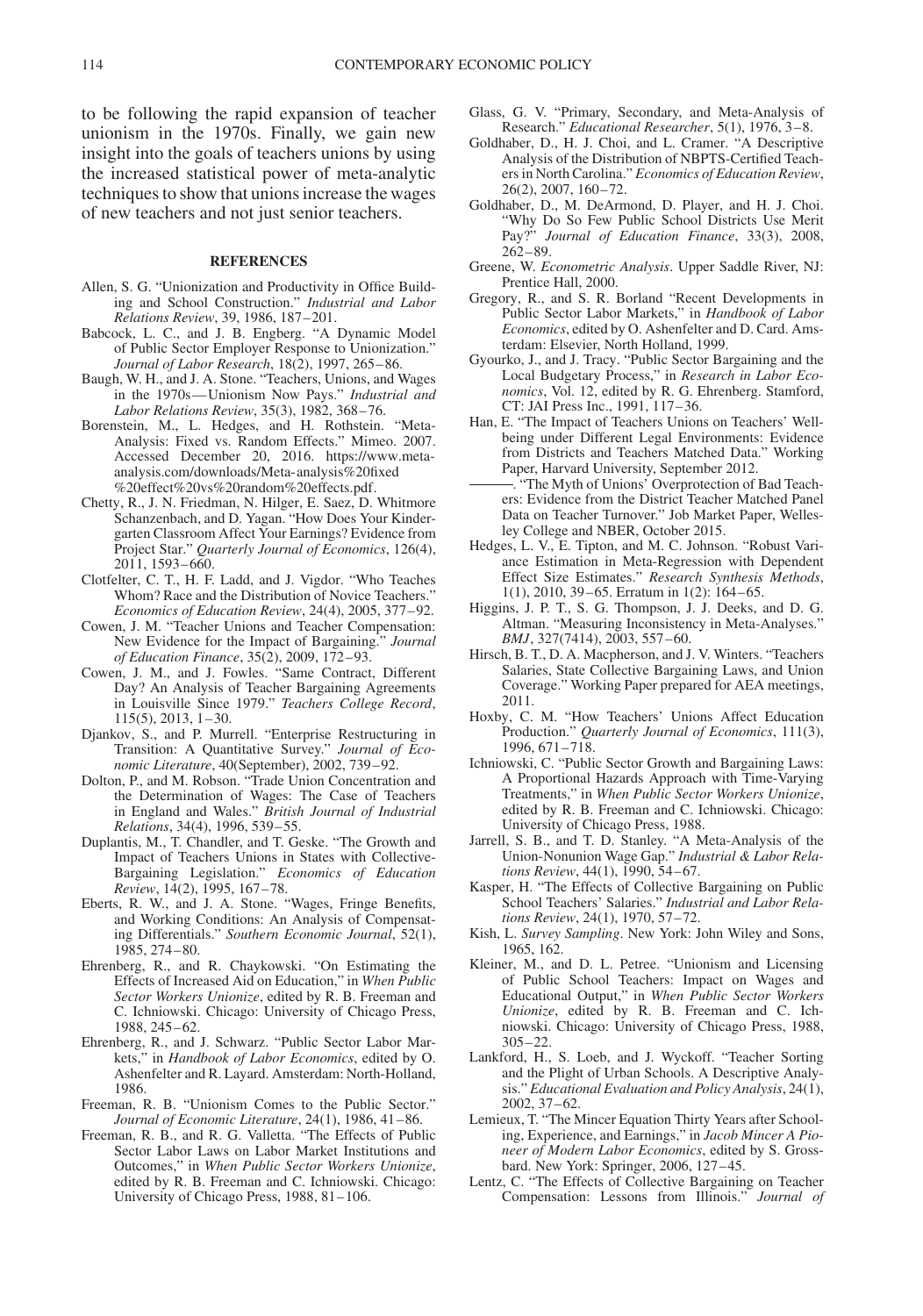to be following the rapid expansion of teacher unionism in the 1970s. Finally, we gain new insight into the goals of teachers unions by using the increased statistical power of meta-analytic techniques to show that unions increase the wages of new teachers and not just senior teachers.

## REFERENCES

Allen, S. G. "Unionization and Productivity in Office Building and School Construction." *Industrial and Labor Relations Review*, 39, 1986, 187–201.

Babcock, L. C., and J. B. Engberg. "A Dynamic Model of Public Sector Employer Response to Unionization." *Journal of Labor Research*, 18(2), 1997, 265–86.

Baugh, W. H., and J. A. Stone. "Teachers, Unions, and Wages in the 1970s—Unionism Now Pays." *Industrial and Labor Relations Review*, 35(3), 1982, 368–76.

Borenstein, M., L. Hedges, and H. Rothstein. "Meta-Analysis: Fixed vs. Random Effects." Mimeo. 2007. Accessed December 20, 2016. https://www.meta-analysis.com/downloads/Meta-analysis%20fixed%20effect%20vs%20random%20effects.pdf.

Chetty, R., J. N. Friedman, N. Hilger, E. Saez, D. Whitmore Schanzenbach, and D. Yagan. "How Does Your Kindergarten Classroom Affect Your Earnings? Evidence from Project Star." *Quarterly Journal of Economics*, 126(4), 2011, 1593–660.

Clotfelter, C. T., H. F. Ladd, and J. Vigdor. "Who Teaches Whom? Race and the Distribution of Novice Teachers." *Economics of Education Review*, 24(4), 2005, 377–92.

Cowen, J. M. "Teacher Unions and Teacher Compensation: New Evidence for the Impact of Bargaining." *Journal of Education Finance*, 35(2), 2009, 172–93.

Cowen, J. M., and J. Fowles. "Same Contract, Different Day? An Analysis of Teacher Bargaining Agreements in Louisville Since 1979." *Teachers College Record*, 115(5), 2013, 1–30.

Djankov, S., and P. Murrell. "Enterprise Restructuring in Transition: A Quantitative Survey." *Journal of Economic Literature*, 40(September), 2002, 739–92.

Dolton, P., and M. Robson. "Trade Union Concentration and the Determination of Wages: The Case of Teachers in England and Wales." *British Journal of Industrial Relations*, 34(4), 1996, 539–55.

Duplantis, M., T. Chandler, and T. Geske. "The Growth and Impact of Teachers Unions in States with Collective-Bargaining Legislation." *Economics of Education Review*, 14(2), 1995, 167–78.

Eberts, R. W., and J. A. Stone. "Wages, Fringe Benefits, and Working Conditions: An Analysis of Compensating Differentials." *Southern Economic Journal*, 52(1), 1985, 274–80.

Ehrenberg, R., and R. Chaykowski. "On Estimating the Effects of Increased Aid on Education," in *When Public Sector Workers Unionize*, edited by R. B. Freeman and C. Ichniowski. Chicago: University of Chicago Press, 1988, 245–62.

Ehrenberg, R., and J. Schwarz. "Public Sector Labor Markets," in *Handbook of Labor Economics*, edited by O. Ashenfelter and R. Layard. Amsterdam: North-Holland, 1986.

Freeman, R. B. "Unionism Comes to the Public Sector." *Journal of Economic Literature*, 24(1), 1986, 41–86.

Freeman, R. B., and R. G. Valletta. "The Effects of Public Sector Labor Laws on Labor Market Institutions and Outcomes," in *When Public Sector Workers Unionize*, edited by R. B. Freeman and C. Ichniowski. Chicago: University of Chicago Press, 1988, 81–106.

Glass, G. V. "Primary, Secondary, and Meta-Analysis of Research." *Educational Researcher*, 5(1), 1976, 3–8.

Goldhaber, D., H. J. Choi, and L. Cramer. "A Descriptive Analysis of the Distribution of NBPTS-Certified Teachers in North Carolina." *Economics of Education Review*, 26(2), 2007, 160–72.

Goldhaber, D., M. DeArmond, D. Player, and H. J. Choi. "Why Do So Few Public School Districts Use Merit Pay?" *Journal of Education Finance*, 33(3), 2008, 262–89.

Greene, W. *Econometric Analysis*. Upper Saddle River, NJ: Prentice Hall, 2000.

Gregory, R., and S. R. Borland "Recent Developments in Public Sector Labor Markets," in *Handbook of Labor Economics*, edited by O. Ashenfelter and D. Card. Amsterdam: Elsevier, North Holland, 1999.

Gyourko, J., and J. Tracy. "Public Sector Bargaining and the Local Budgetary Process," in *Research in Labor Economics*, Vol. 12, edited by R. G. Ehrenberg. Stamford, CT: JAI Press Inc., 1991, 117–36.

Han, E. "The Impact of Teachers Unions on Teachers' Well-being under Different Legal Environments: Evidence from Districts and Teachers Matched Data." Working Paper, Harvard University, September 2012.

———. "The Myth of Unions' Overprotection of Bad Teachers: Evidence from the District Teacher Matched Panel Data on Teacher Turnover." Job Market Paper, Wellesley College and NBER, October 2015.

Hedges, L. V., E. Tipton, and M. C. Johnson. "Robust Variance Estimation in Meta-Regression with Dependent Effect Size Estimates." *Research Synthesis Methods*, 1(1), 2010, 39–65. Erratum in 1(2): 164–65.

Higgins, J. P. T., S. G. Thompson, J. J. Deeks, and D. G. Altman. "Measuring Inconsistency in Meta-Analyses." *BMJ*, 327(7414), 2003, 557–60.

Hirsch, B. T., D. A. Macpherson, and J. V. Winters. "Teachers Salaries, State Collective Bargaining Laws, and Union Coverage." Working Paper prepared for AEA meetings, 2011.

Hoxby, C. M. "How Teachers' Unions Affect Education Production." *Quarterly Journal of Economics*, 111(3), 1996, 671–718.

Ichniowski, C. "Public Sector Growth and Bargaining Laws: A Proportional Hazards Approach with Time-Varying Treatments," in *When Public Sector Workers Unionize*, edited by R. B. Freeman and C. Ichniowski. Chicago: University of Chicago Press, 1988.

Jarrell, S. B., and T. D. Stanley. "A Meta-Analysis of the Union-Nonunion Wage Gap." *Industrial & Labor Relations Review*, 44(1), 1990, 54–67.

Kasper, H. "The Effects of Collective Bargaining on Public School Teachers' Salaries." *Industrial and Labor Relations Review*, 24(1), 1970, 57–72.

Kish, L. *Survey Sampling*. New York: John Wiley and Sons, 1965, 162.

Kleiner, M., and D. L. Petree. "Unionism and Licensing of Public School Teachers: Impact on Wages and Educational Output," in *When Public Sector Workers Unionize*, edited by R. B. Freeman and C. Ichniowski. Chicago: University of Chicago Press, 1988, 305–22.

Lankford, H., S. Loeb, and J. Wyckoff. "Teacher Sorting and the Plight of Urban Schools. A Descriptive Analysis." *Educational Evaluation and Policy Analysis*, 24(1), 2002, 37–62.

Lemieux, T. "The Mincer Equation Thirty Years after Schooling, Experience, and Earnings," in *Jacob Mincer A Pioneer of Modern Labor Economics*, edited by S. Grossbard. New York: Springer, 2006, 127–45.

Lentz, C. "The Effects of Collective Bargaining on Teacher Compensation: Lessons from Illinois." *Journal of*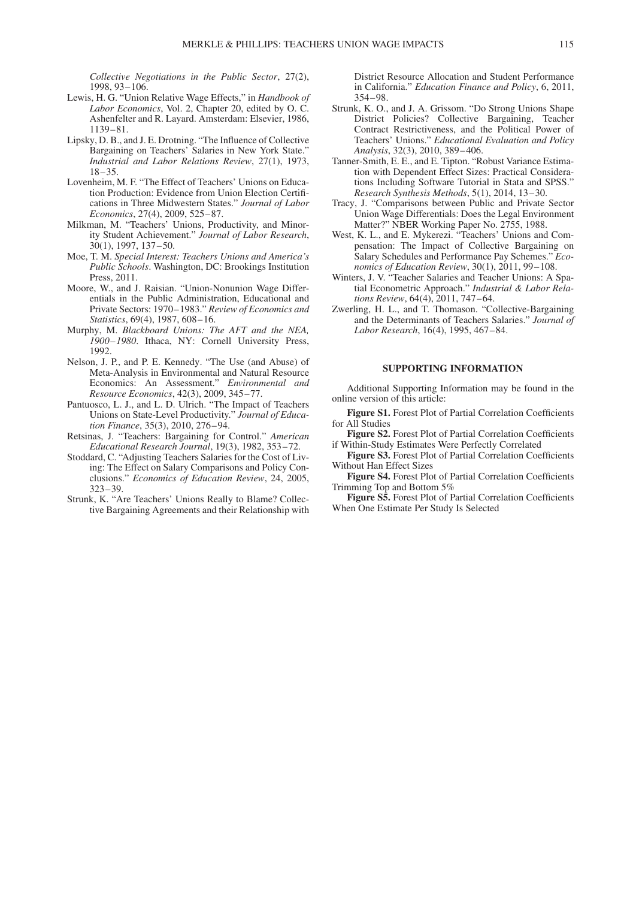*Collective Negotiations in the Public Sector*, 27(2), 1998, 93–106.

Lewis, H. G. "Union Relative Wage Effects," in *Handbook of Labor Economics*, Vol. 2, Chapter 20, edited by O. C. Ashenfelter and R. Layard. Amsterdam: Elsevier, 1986, 1139–81.

Lipsky, D. B., and J. E. Drotning. "The Influence of Collective Bargaining on Teachers' Salaries in New York State." *Industrial and Labor Relations Review*, 27(1), 1973, 18–35.

Lovenheim, M. F. "The Effect of Teachers' Unions on Education Production: Evidence from Union Election Certifications in Three Midwestern States." *Journal of Labor Economics*, 27(4), 2009, 525–87.

Milkman, M. "Teachers' Unions, Productivity, and Minority Student Achievement." *Journal of Labor Research*, 30(1), 1997, 137–50.

Moe, T. M. *Special Interest: Teachers Unions and America's Public Schools*. Washington, DC: Brookings Institution Press, 2011.

Moore, W., and J. Raisian. "Union-Nonunion Wage Differentials in the Public Administration, Educational and Private Sectors: 1970–1983." *Review of Economics and Statistics*, 69(4), 1987, 608–16.

Murphy, M. *Blackboard Unions: The AFT and the NEA, 1900–1980*. Ithaca, NY: Cornell University Press, 1992.

Nelson, J. P., and P. E. Kennedy. "The Use (and Abuse) of Meta-Analysis in Environmental and Natural Resource Economics: An Assessment." *Environmental and Resource Economics*, 42(3), 2009, 345–77.

Pantuosco, L. J., and L. D. Ulrich. "The Impact of Teachers Unions on State-Level Productivity." *Journal of Education Finance*, 35(3), 2010, 276–94.

Retsinas, J. "Teachers: Bargaining for Control." *American Educational Research Journal*, 19(3), 1982, 353–72.

Stoddard, C. "Adjusting Teachers Salaries for the Cost of Living: The Effect on Salary Comparisons and Policy Conclusions." *Economics of Education Review*, 24, 2005, 323–39.

Strunk, K. "Are Teachers' Unions Really to Blame? Collective Bargaining Agreements and their Relationship with District Resource Allocation and Student Performance in California." *Education Finance and Policy*, 6, 2011, 354–98.

Strunk, K. O., and J. A. Grissom. "Do Strong Unions Shape District Policies? Collective Bargaining, Teacher Contract Restrictiveness, and the Political Power of Teachers' Unions." *Educational Evaluation and Policy Analysis*, 32(3), 2010, 389–406.

Tanner-Smith, E. E., and E. Tipton. "Robust Variance Estimation with Dependent Effect Sizes: Practical Considerations Including Software Tutorial in Stata and SPSS." *Research Synthesis Methods*, 5(1), 2014, 13–30.

Tracy, J. "Comparisons between Public and Private Sector Union Wage Differentials: Does the Legal Environment Matter?" NBER Working Paper No. 2755, 1988.

West, K. L., and E. Mykerezi. "Teachers' Unions and Compensation: The Impact of Collective Bargaining on Salary Schedules and Performance Pay Schemes." *Economics of Education Review*, 30(1), 2011, 99–108.

Winters, J. V. "Teacher Salaries and Teacher Unions: A Spatial Econometric Approach." *Industrial & Labor Relations Review*, 64(4), 2011, 747–64.

Zwerling, H. L., and T. Thomason. "Collective-Bargaining and the Determinants of Teachers Salaries." *Journal of Labor Research*, 16(4), 1995, 467–84.

## SUPPORTING INFORMATION

Additional Supporting Information may be found in the online version of this article:

**Figure S1.** Forest Plot of Partial Correlation Coefficients for All Studies

**Figure S2.** Forest Plot of Partial Correlation Coefficients if Within-Study Estimates Were Perfectly Correlated

**Figure S3.** Forest Plot of Partial Correlation Coefficients Without Han Effect Sizes

**Figure S4.** Forest Plot of Partial Correlation Coefficients Trimming Top and Bottom 5%

**Figure S5.** Forest Plot of Partial Correlation Coefficients When One Estimate Per Study Is Selected